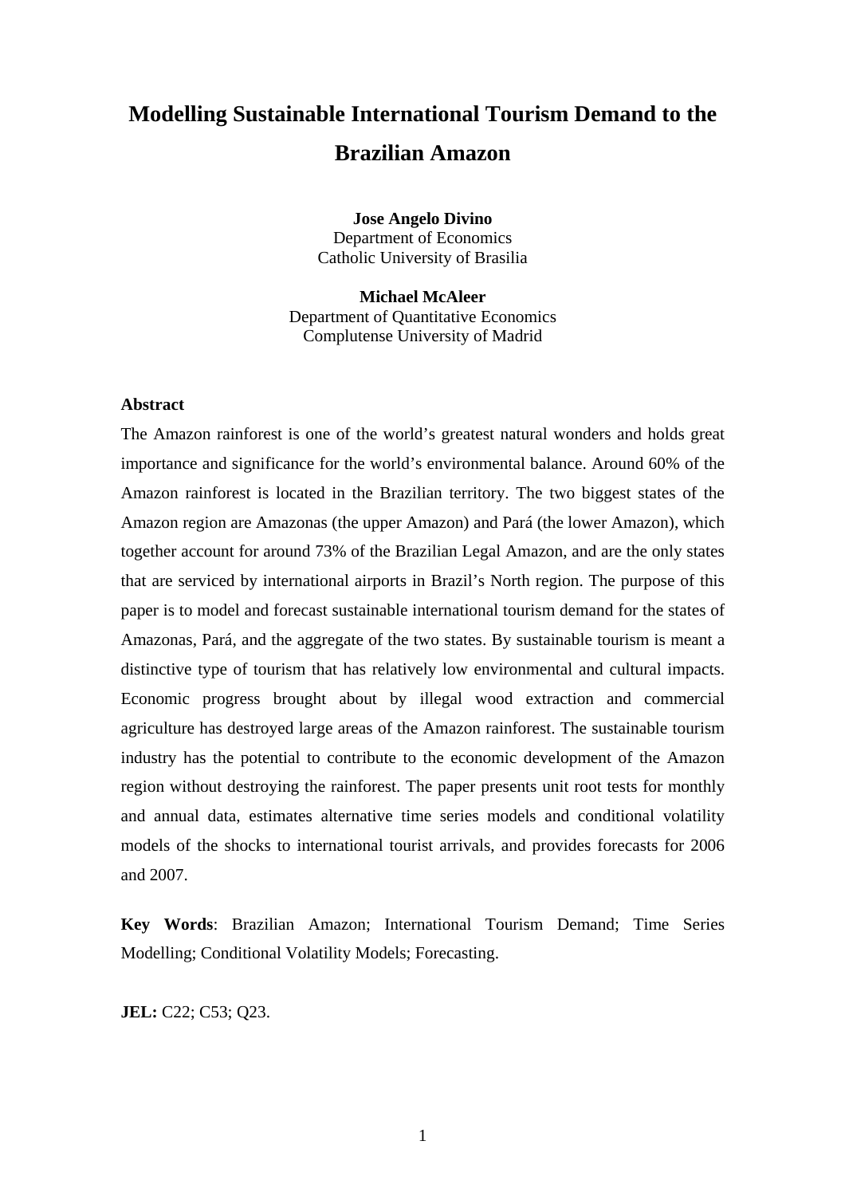# Modelling Sustainable International Tourism Demand to the Brazilian Amazon

**Jose Angelo Divino**
Department of Economics
Catholic University of Brasilia

**Michael McAleer**
Department of Quantitative Economics
Complutense University of Madrid

**Abstract**

The Amazon rainforest is one of the world's greatest natural wonders and holds great importance and significance for the world's environmental balance. Around 60% of the Amazon rainforest is located in the Brazilian territory. The two biggest states of the Amazon region are Amazonas (the upper Amazon) and Pará (the lower Amazon), which together account for around 73% of the Brazilian Legal Amazon, and are the only states that are serviced by international airports in Brazil's North region. The purpose of this paper is to model and forecast sustainable international tourism demand for the states of Amazonas, Pará, and the aggregate of the two states. By sustainable tourism is meant a distinctive type of tourism that has relatively low environmental and cultural impacts. Economic progress brought about by illegal wood extraction and commercial agriculture has destroyed large areas of the Amazon rainforest. The sustainable tourism industry has the potential to contribute to the economic development of the Amazon region without destroying the rainforest. The paper presents unit root tests for monthly and annual data, estimates alternative time series models and conditional volatility models of the shocks to international tourist arrivals, and provides forecasts for 2006 and 2007.

**Key Words**: Brazilian Amazon; International Tourism Demand; Time Series Modelling; Conditional Volatility Models; Forecasting.

**JEL:** C22; C53; Q23.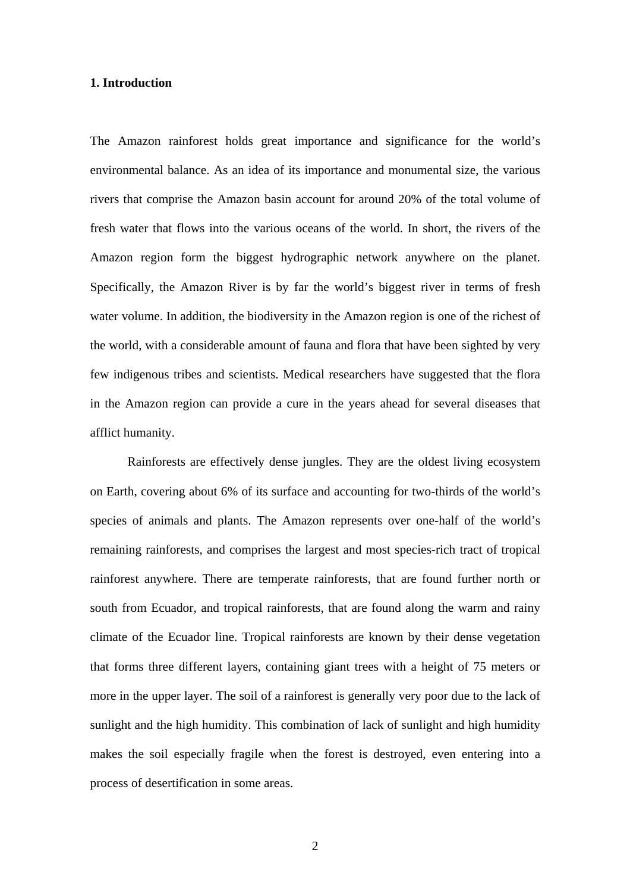## 1. Introduction

The Amazon rainforest holds great importance and significance for the world's environmental balance. As an idea of its importance and monumental size, the various rivers that comprise the Amazon basin account for around 20% of the total volume of fresh water that flows into the various oceans of the world. In short, the rivers of the Amazon region form the biggest hydrographic network anywhere on the planet. Specifically, the Amazon River is by far the world's biggest river in terms of fresh water volume. In addition, the biodiversity in the Amazon region is one of the richest of the world, with a considerable amount of fauna and flora that have been sighted by very few indigenous tribes and scientists. Medical researchers have suggested that the flora in the Amazon region can provide a cure in the years ahead for several diseases that afflict humanity.

Rainforests are effectively dense jungles. They are the oldest living ecosystem on Earth, covering about 6% of its surface and accounting for two-thirds of the world's species of animals and plants. The Amazon represents over one-half of the world's remaining rainforests, and comprises the largest and most species-rich tract of tropical rainforest anywhere. There are temperate rainforests, that are found further north or south from Ecuador, and tropical rainforests, that are found along the warm and rainy climate of the Ecuador line. Tropical rainforests are known by their dense vegetation that forms three different layers, containing giant trees with a height of 75 meters or more in the upper layer. The soil of a rainforest is generally very poor due to the lack of sunlight and the high humidity. This combination of lack of sunlight and high humidity makes the soil especially fragile when the forest is destroyed, even entering into a process of desertification in some areas.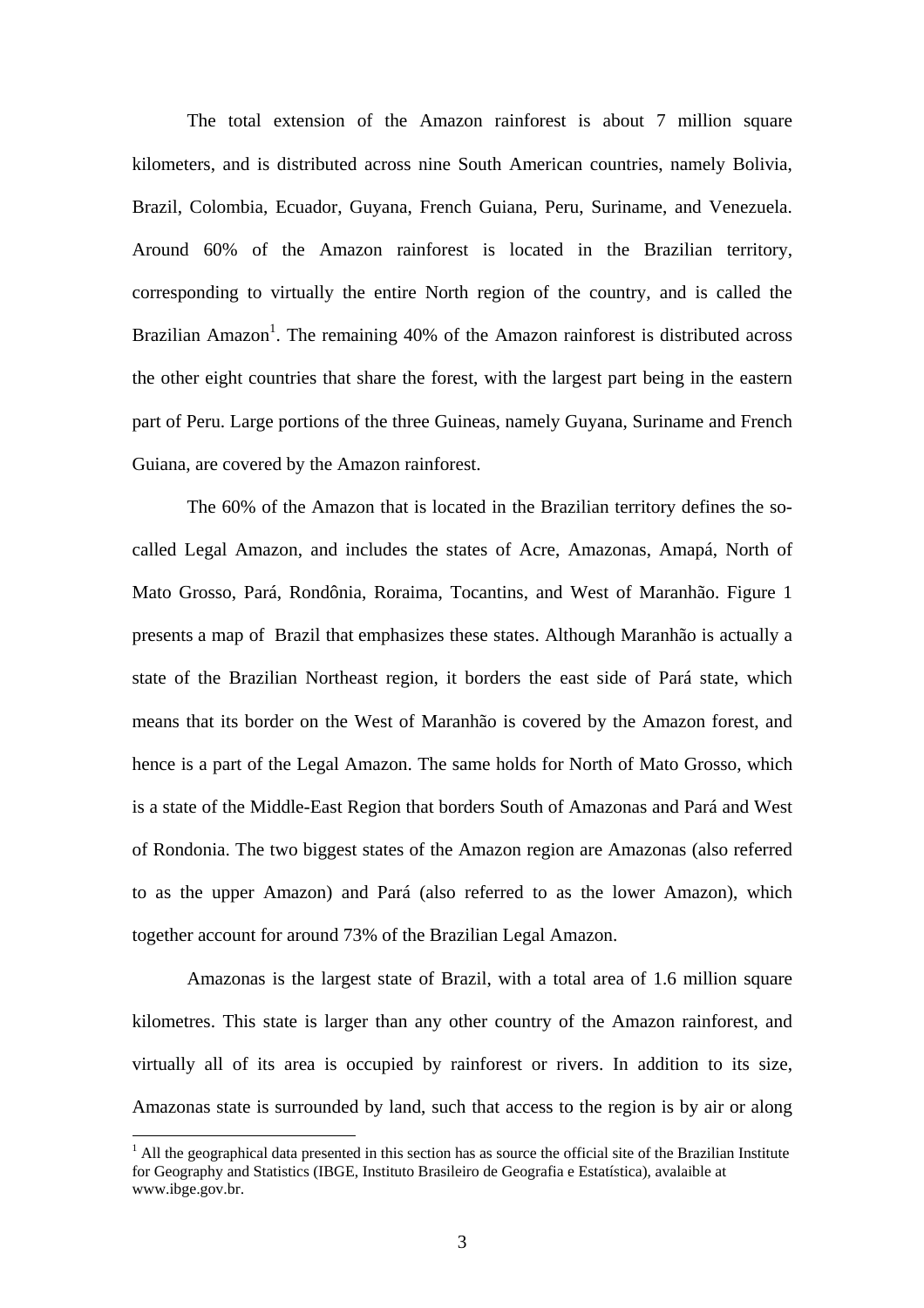The total extension of the Amazon rainforest is about 7 million square kilometers, and is distributed across nine South American countries, namely Bolivia, Brazil, Colombia, Ecuador, Guyana, French Guiana, Peru, Suriname, and Venezuela. Around 60% of the Amazon rainforest is located in the Brazilian territory, corresponding to virtually the entire North region of the country, and is called the Brazilian Amazon[1]. The remaining 40% of the Amazon rainforest is distributed across the other eight countries that share the forest, with the largest part being in the eastern part of Peru. Large portions of the three Guineas, namely Guyana, Suriname and French Guiana, are covered by the Amazon rainforest.

The 60% of the Amazon that is located in the Brazilian territory defines the so-called Legal Amazon, and includes the states of Acre, Amazonas, Amapá, North of Mato Grosso, Pará, Rondônia, Roraima, Tocantins, and West of Maranhão. Figure 1 presents a map of Brazil that emphasizes these states. Although Maranhão is actually a state of the Brazilian Northeast region, it borders the east side of Pará state, which means that its border on the West of Maranhão is covered by the Amazon forest, and hence is a part of the Legal Amazon. The same holds for North of Mato Grosso, which is a state of the Middle-East Region that borders South of Amazonas and Pará and West of Rondonia. The two biggest states of the Amazon region are Amazonas (also referred to as the upper Amazon) and Pará (also referred to as the lower Amazon), which together account for around 73% of the Brazilian Legal Amazon.

Amazonas is the largest state of Brazil, with a total area of 1.6 million square kilometres. This state is larger than any other country of the Amazon rainforest, and virtually all of its area is occupied by rainforest or rivers. In addition to its size, Amazonas state is surrounded by land, such that access to the region is by air or along

[1] All the geographical data presented in this section has as source the official site of the Brazilian Institute for Geography and Statistics (IBGE, Instituto Brasileiro de Geografia e Estatística), avalaible at www.ibge.gov.br.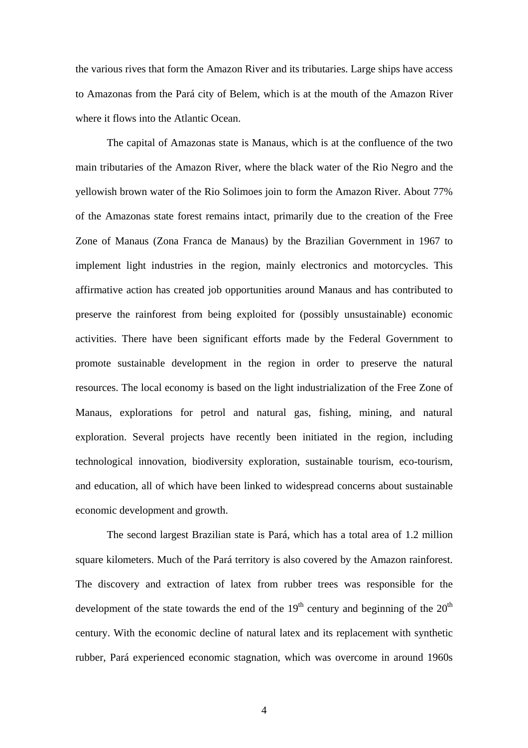the various rives that form the Amazon River and its tributaries. Large ships have access to Amazonas from the Pará city of Belem, which is at the mouth of the Amazon River where it flows into the Atlantic Ocean.

The capital of Amazonas state is Manaus, which is at the confluence of the two main tributaries of the Amazon River, where the black water of the Rio Negro and the yellowish brown water of the Rio Solimoes join to form the Amazon River. About 77% of the Amazonas state forest remains intact, primarily due to the creation of the Free Zone of Manaus (Zona Franca de Manaus) by the Brazilian Government in 1967 to implement light industries in the region, mainly electronics and motorcycles. This affirmative action has created job opportunities around Manaus and has contributed to preserve the rainforest from being exploited for (possibly unsustainable) economic activities. There have been significant efforts made by the Federal Government to promote sustainable development in the region in order to preserve the natural resources. The local economy is based on the light industrialization of the Free Zone of Manaus, explorations for petrol and natural gas, fishing, mining, and natural exploration. Several projects have recently been initiated in the region, including technological innovation, biodiversity exploration, sustainable tourism, eco-tourism, and education, all of which have been linked to widespread concerns about sustainable economic development and growth.

The second largest Brazilian state is Pará, which has a total area of 1.2 million square kilometers. Much of the Pará territory is also covered by the Amazon rainforest. The discovery and extraction of latex from rubber trees was responsible for the development of the state towards the end of the 19th century and beginning of the 20th century. With the economic decline of natural latex and its replacement with synthetic rubber, Pará experienced economic stagnation, which was overcome in around 1960s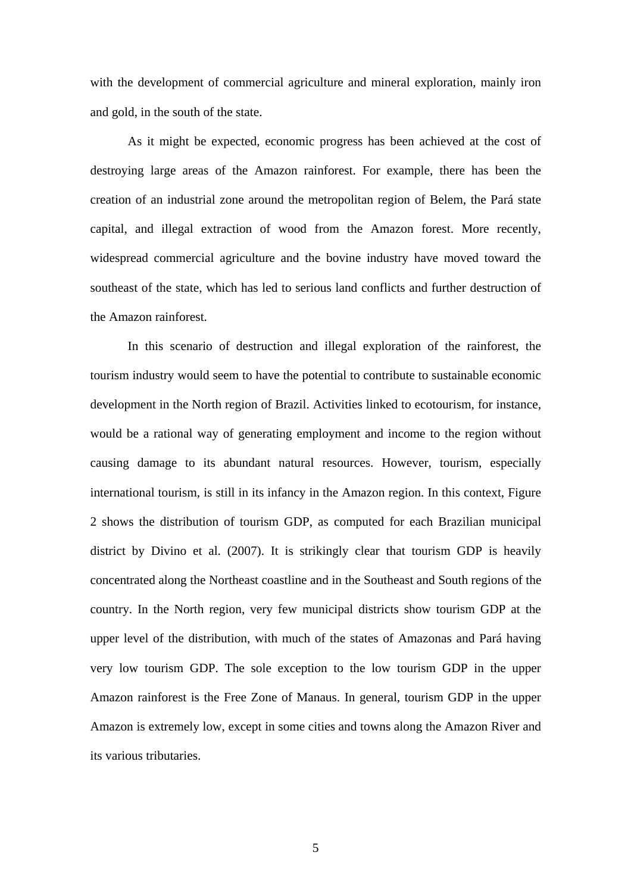with the development of commercial agriculture and mineral exploration, mainly iron and gold, in the south of the state.

As it might be expected, economic progress has been achieved at the cost of destroying large areas of the Amazon rainforest. For example, there has been the creation of an industrial zone around the metropolitan region of Belem, the Pará state capital, and illegal extraction of wood from the Amazon forest. More recently, widespread commercial agriculture and the bovine industry have moved toward the southeast of the state, which has led to serious land conflicts and further destruction of the Amazon rainforest.

In this scenario of destruction and illegal exploration of the rainforest, the tourism industry would seem to have the potential to contribute to sustainable economic development in the North region of Brazil. Activities linked to ecotourism, for instance, would be a rational way of generating employment and income to the region without causing damage to its abundant natural resources. However, tourism, especially international tourism, is still in its infancy in the Amazon region. In this context, Figure 2 shows the distribution of tourism GDP, as computed for each Brazilian municipal district by Divino et al. (2007). It is strikingly clear that tourism GDP is heavily concentrated along the Northeast coastline and in the Southeast and South regions of the country. In the North region, very few municipal districts show tourism GDP at the upper level of the distribution, with much of the states of Amazonas and Pará having very low tourism GDP. The sole exception to the low tourism GDP in the upper Amazon rainforest is the Free Zone of Manaus. In general, tourism GDP in the upper Amazon is extremely low, except in some cities and towns along the Amazon River and its various tributaries.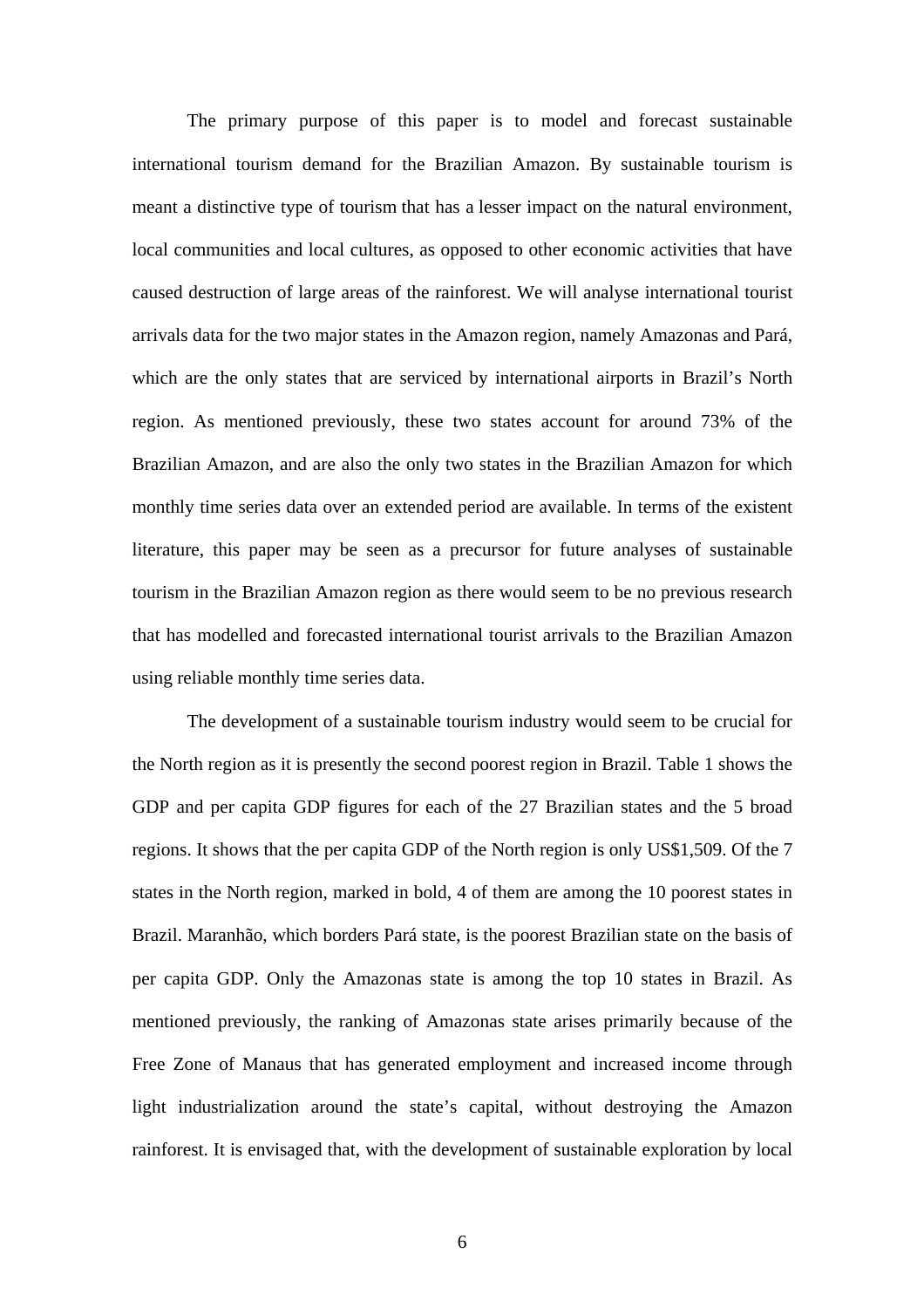The primary purpose of this paper is to model and forecast sustainable international tourism demand for the Brazilian Amazon. By sustainable tourism is meant a distinctive type of tourism that has a lesser impact on the natural environment, local communities and local cultures, as opposed to other economic activities that have caused destruction of large areas of the rainforest. We will analyse international tourist arrivals data for the two major states in the Amazon region, namely Amazonas and Pará, which are the only states that are serviced by international airports in Brazil's North region. As mentioned previously, these two states account for around 73% of the Brazilian Amazon, and are also the only two states in the Brazilian Amazon for which monthly time series data over an extended period are available. In terms of the existent literature, this paper may be seen as a precursor for future analyses of sustainable tourism in the Brazilian Amazon region as there would seem to be no previous research that has modelled and forecasted international tourist arrivals to the Brazilian Amazon using reliable monthly time series data.

The development of a sustainable tourism industry would seem to be crucial for the North region as it is presently the second poorest region in Brazil. Table 1 shows the GDP and per capita GDP figures for each of the 27 Brazilian states and the 5 broad regions. It shows that the per capita GDP of the North region is only US$1,509. Of the 7 states in the North region, marked in bold, 4 of them are among the 10 poorest states in Brazil. Maranhão, which borders Pará state, is the poorest Brazilian state on the basis of per capita GDP. Only the Amazonas state is among the top 10 states in Brazil. As mentioned previously, the ranking of Amazonas state arises primarily because of the Free Zone of Manaus that has generated employment and increased income through light industrialization around the state's capital, without destroying the Amazon rainforest. It is envisaged that, with the development of sustainable exploration by local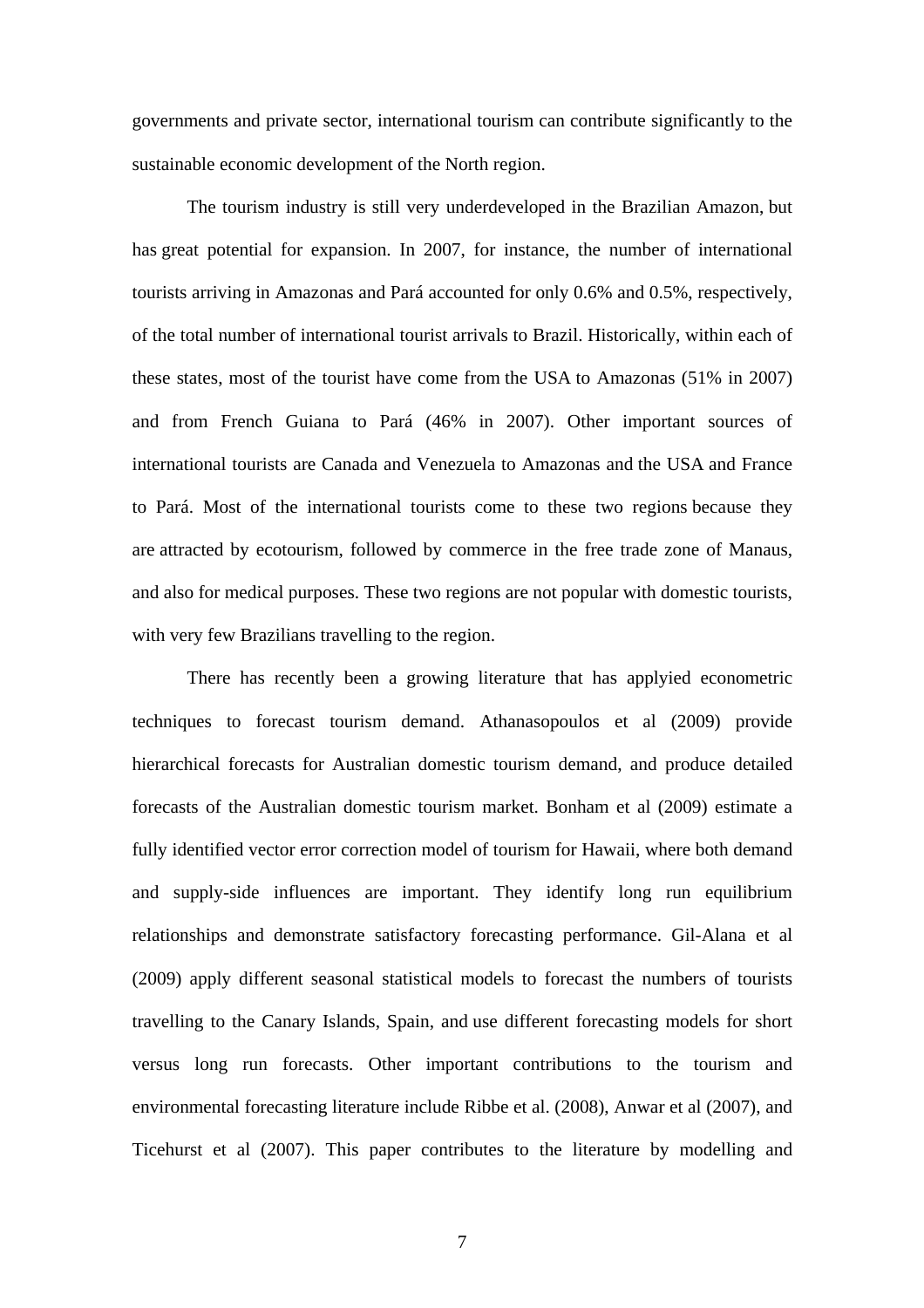governments and private sector, international tourism can contribute significantly to the sustainable economic development of the North region.

The tourism industry is still very underdeveloped in the Brazilian Amazon, but has great potential for expansion. In 2007, for instance, the number of international tourists arriving in Amazonas and Pará accounted for only 0.6% and 0.5%, respectively, of the total number of international tourist arrivals to Brazil. Historically, within each of these states, most of the tourist have come from the USA to Amazonas (51% in 2007) and from French Guiana to Pará (46% in 2007). Other important sources of international tourists are Canada and Venezuela to Amazonas and the USA and France to Pará. Most of the international tourists come to these two regions because they are attracted by ecotourism, followed by commerce in the free trade zone of Manaus, and also for medical purposes. These two regions are not popular with domestic tourists, with very few Brazilians travelling to the region.

There has recently been a growing literature that has applyied econometric techniques to forecast tourism demand. Athanasopoulos et al (2009) provide hierarchical forecasts for Australian domestic tourism demand, and produce detailed forecasts of the Australian domestic tourism market. Bonham et al (2009) estimate a fully identified vector error correction model of tourism for Hawaii, where both demand and supply-side influences are important. They identify long run equilibrium relationships and demonstrate satisfactory forecasting performance. Gil-Alana et al (2009) apply different seasonal statistical models to forecast the numbers of tourists travelling to the Canary Islands, Spain, and use different forecasting models for short versus long run forecasts. Other important contributions to the tourism and environmental forecasting literature include Ribbe et al. (2008), Anwar et al (2007), and Ticehurst et al (2007). This paper contributes to the literature by modelling and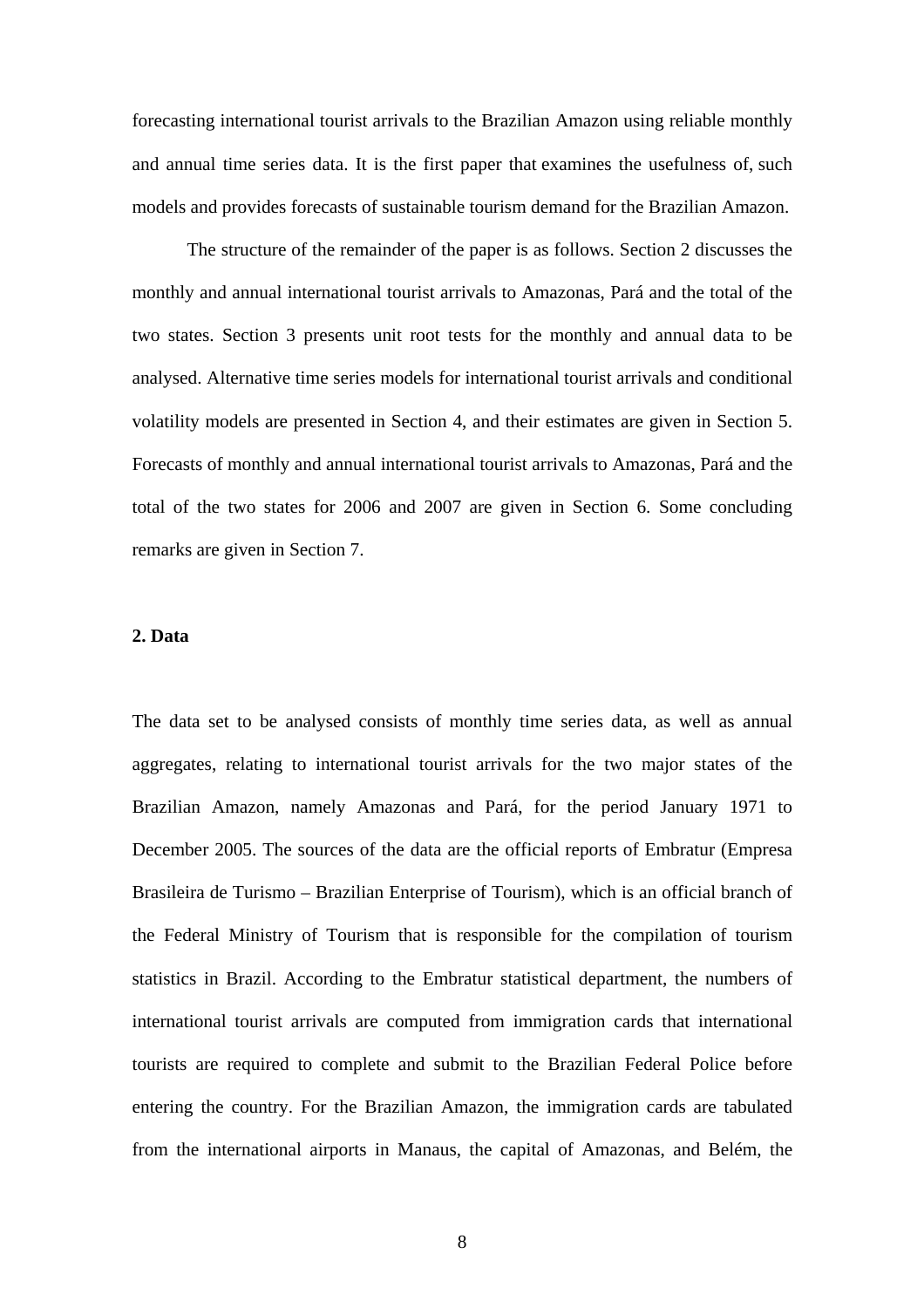forecasting international tourist arrivals to the Brazilian Amazon using reliable monthly and annual time series data. It is the first paper that examines the usefulness of, such models and provides forecasts of sustainable tourism demand for the Brazilian Amazon.

The structure of the remainder of the paper is as follows. Section 2 discusses the monthly and annual international tourist arrivals to Amazonas, Pará and the total of the two states. Section 3 presents unit root tests for the monthly and annual data to be analysed. Alternative time series models for international tourist arrivals and conditional volatility models are presented in Section 4, and their estimates are given in Section 5. Forecasts of monthly and annual international tourist arrivals to Amazonas, Pará and the total of the two states for 2006 and 2007 are given in Section 6. Some concluding remarks are given in Section 7.

## 2. Data

The data set to be analysed consists of monthly time series data, as well as annual aggregates, relating to international tourist arrivals for the two major states of the Brazilian Amazon, namely Amazonas and Pará, for the period January 1971 to December 2005. The sources of the data are the official reports of Embratur (Empresa Brasileira de Turismo – Brazilian Enterprise of Tourism), which is an official branch of the Federal Ministry of Tourism that is responsible for the compilation of tourism statistics in Brazil. According to the Embratur statistical department, the numbers of international tourist arrivals are computed from immigration cards that international tourists are required to complete and submit to the Brazilian Federal Police before entering the country. For the Brazilian Amazon, the immigration cards are tabulated from the international airports in Manaus, the capital of Amazonas, and Belém, the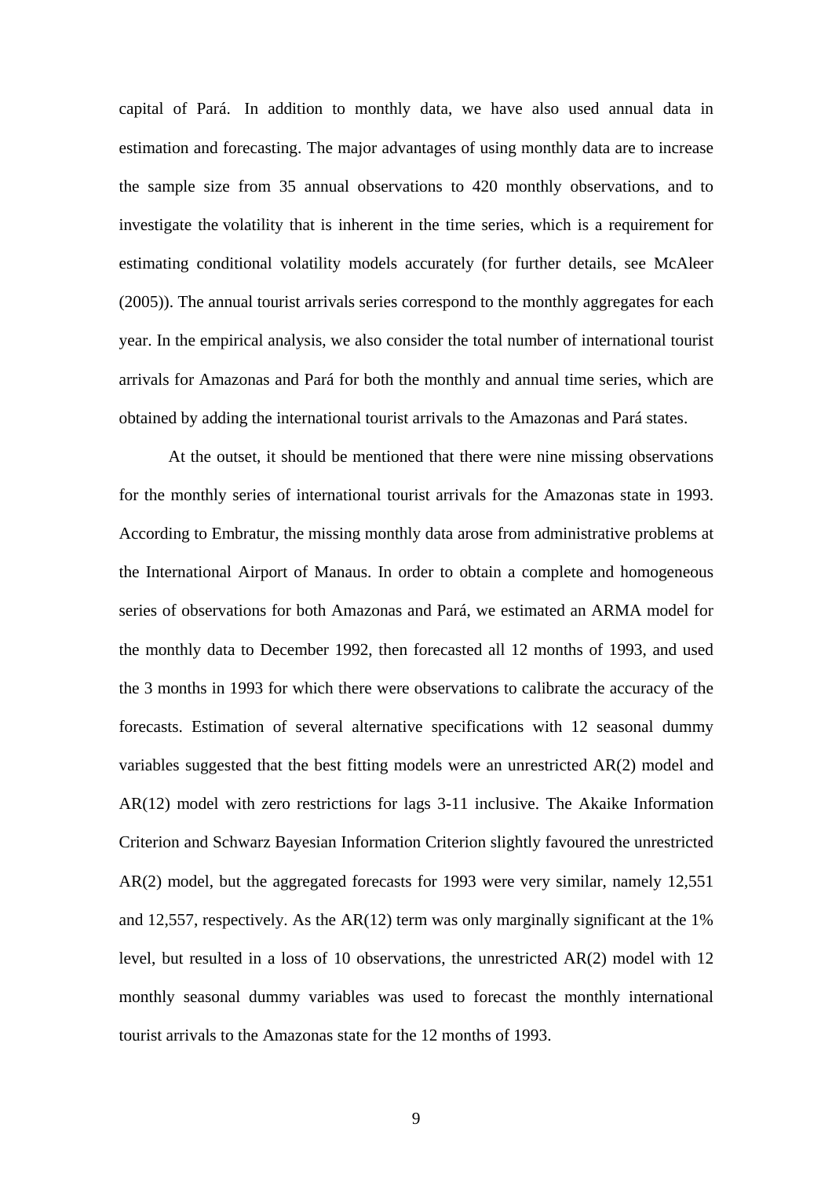capital of Pará. In addition to monthly data, we have also used annual data in estimation and forecasting. The major advantages of using monthly data are to increase the sample size from 35 annual observations to 420 monthly observations, and to investigate the volatility that is inherent in the time series, which is a requirement for estimating conditional volatility models accurately (for further details, see McAleer (2005)). The annual tourist arrivals series correspond to the monthly aggregates for each year. In the empirical analysis, we also consider the total number of international tourist arrivals for Amazonas and Pará for both the monthly and annual time series, which are obtained by adding the international tourist arrivals to the Amazonas and Pará states.

At the outset, it should be mentioned that there were nine missing observations for the monthly series of international tourist arrivals for the Amazonas state in 1993. According to Embratur, the missing monthly data arose from administrative problems at the International Airport of Manaus. In order to obtain a complete and homogeneous series of observations for both Amazonas and Pará, we estimated an ARMA model for the monthly data to December 1992, then forecasted all 12 months of 1993, and used the 3 months in 1993 for which there were observations to calibrate the accuracy of the forecasts. Estimation of several alternative specifications with 12 seasonal dummy variables suggested that the best fitting models were an unrestricted AR(2) model and AR(12) model with zero restrictions for lags 3-11 inclusive. The Akaike Information Criterion and Schwarz Bayesian Information Criterion slightly favoured the unrestricted AR(2) model, but the aggregated forecasts for 1993 were very similar, namely 12,551 and 12,557, respectively. As the AR(12) term was only marginally significant at the 1% level, but resulted in a loss of 10 observations, the unrestricted AR(2) model with 12 monthly seasonal dummy variables was used to forecast the monthly international tourist arrivals to the Amazonas state for the 12 months of 1993.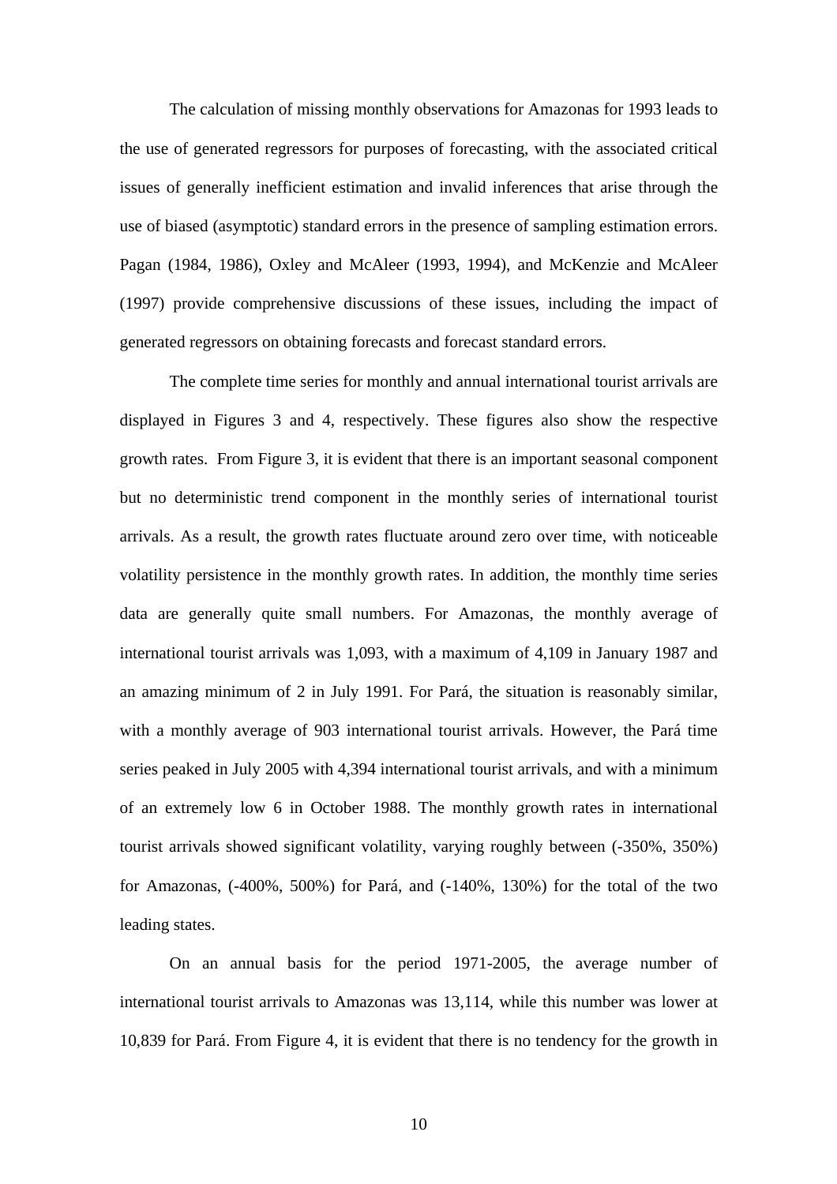The calculation of missing monthly observations for Amazonas for 1993 leads to the use of generated regressors for purposes of forecasting, with the associated critical issues of generally inefficient estimation and invalid inferences that arise through the use of biased (asymptotic) standard errors in the presence of sampling estimation errors. Pagan (1984, 1986), Oxley and McAleer (1993, 1994), and McKenzie and McAleer (1997) provide comprehensive discussions of these issues, including the impact of generated regressors on obtaining forecasts and forecast standard errors.

The complete time series for monthly and annual international tourist arrivals are displayed in Figures 3 and 4, respectively. These figures also show the respective growth rates. From Figure 3, it is evident that there is an important seasonal component but no deterministic trend component in the monthly series of international tourist arrivals. As a result, the growth rates fluctuate around zero over time, with noticeable volatility persistence in the monthly growth rates. In addition, the monthly time series data are generally quite small numbers. For Amazonas, the monthly average of international tourist arrivals was 1,093, with a maximum of 4,109 in January 1987 and an amazing minimum of 2 in July 1991. For Pará, the situation is reasonably similar, with a monthly average of 903 international tourist arrivals. However, the Pará time series peaked in July 2005 with 4,394 international tourist arrivals, and with a minimum of an extremely low 6 in October 1988. The monthly growth rates in international tourist arrivals showed significant volatility, varying roughly between (-350%, 350%) for Amazonas, (-400%, 500%) for Pará, and (-140%, 130%) for the total of the two leading states.

On an annual basis for the period 1971-2005, the average number of international tourist arrivals to Amazonas was 13,114, while this number was lower at 10,839 for Pará. From Figure 4, it is evident that there is no tendency for the growth in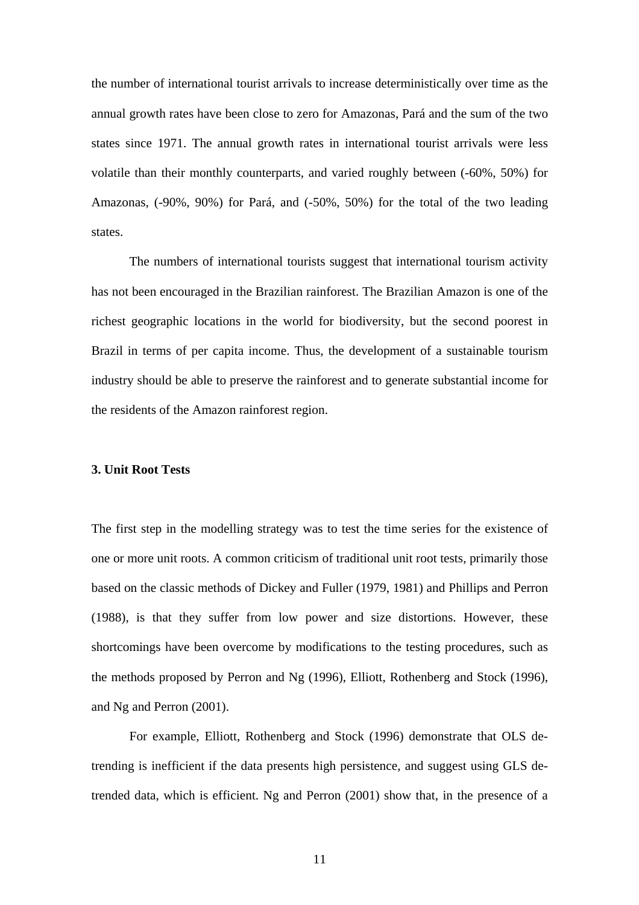the number of international tourist arrivals to increase deterministically over time as the annual growth rates have been close to zero for Amazonas, Pará and the sum of the two states since 1971. The annual growth rates in international tourist arrivals were less volatile than their monthly counterparts, and varied roughly between (-60%, 50%) for Amazonas, (-90%, 90%) for Pará, and (-50%, 50%) for the total of the two leading states.

The numbers of international tourists suggest that international tourism activity has not been encouraged in the Brazilian rainforest. The Brazilian Amazon is one of the richest geographic locations in the world for biodiversity, but the second poorest in Brazil in terms of per capita income. Thus, the development of a sustainable tourism industry should be able to preserve the rainforest and to generate substantial income for the residents of the Amazon rainforest region.

### 3. Unit Root Tests

The first step in the modelling strategy was to test the time series for the existence of one or more unit roots. A common criticism of traditional unit root tests, primarily those based on the classic methods of Dickey and Fuller (1979, 1981) and Phillips and Perron (1988), is that they suffer from low power and size distortions. However, these shortcomings have been overcome by modifications to the testing procedures, such as the methods proposed by Perron and Ng (1996), Elliott, Rothenberg and Stock (1996), and Ng and Perron (2001).

For example, Elliott, Rothenberg and Stock (1996) demonstrate that OLS de-trending is inefficient if the data presents high persistence, and suggest using GLS de-trended data, which is efficient. Ng and Perron (2001) show that, in the presence of a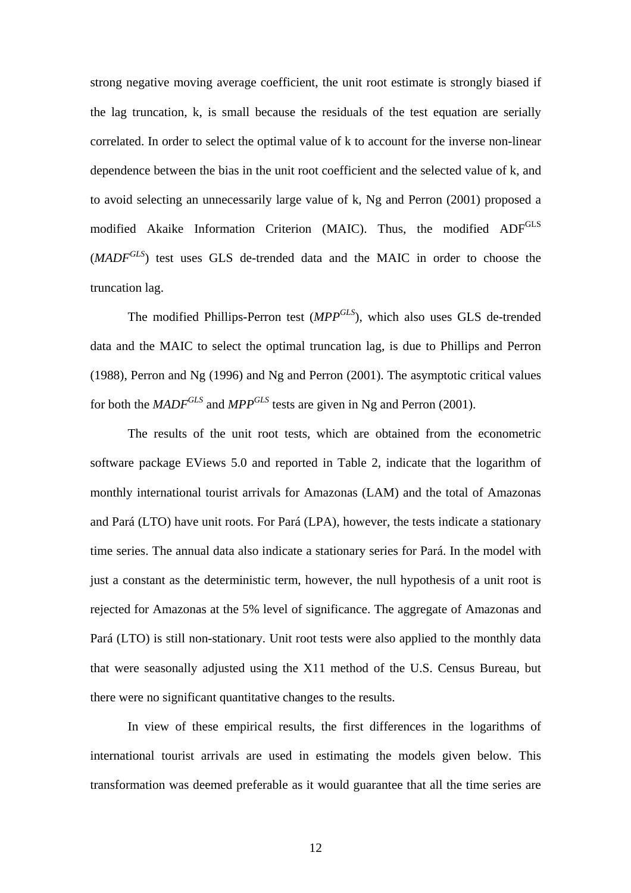strong negative moving average coefficient, the unit root estimate is strongly biased if the lag truncation, k, is small because the residuals of the test equation are serially correlated. In order to select the optimal value of k to account for the inverse non-linear dependence between the bias in the unit root coefficient and the selected value of k, and to avoid selecting an unnecessarily large value of k, Ng and Perron (2001) proposed a modified Akaike Information Criterion (MAIC). Thus, the modified $ADF^{GLS}$ ($MADF^{GLS}$) test uses GLS de-trended data and the MAIC in order to choose the truncation lag.

The modified Phillips-Perron test ($MPP^{GLS}$), which also uses GLS de-trended data and the MAIC to select the optimal truncation lag, is due to Phillips and Perron (1988), Perron and Ng (1996) and Ng and Perron (2001). The asymptotic critical values for both the $MADF^{GLS}$ and $MPP^{GLS}$ tests are given in Ng and Perron (2001).

The results of the unit root tests, which are obtained from the econometric software package EViews 5.0 and reported in Table 2, indicate that the logarithm of monthly international tourist arrivals for Amazonas (LAM) and the total of Amazonas and Pará (LTO) have unit roots. For Pará (LPA), however, the tests indicate a stationary time series. The annual data also indicate a stationary series for Pará. In the model with just a constant as the deterministic term, however, the null hypothesis of a unit root is rejected for Amazonas at the 5% level of significance. The aggregate of Amazonas and Pará (LTO) is still non-stationary. Unit root tests were also applied to the monthly data that were seasonally adjusted using the X11 method of the U.S. Census Bureau, but there were no significant quantitative changes to the results.

In view of these empirical results, the first differences in the logarithms of international tourist arrivals are used in estimating the models given below. This transformation was deemed preferable as it would guarantee that all the time series are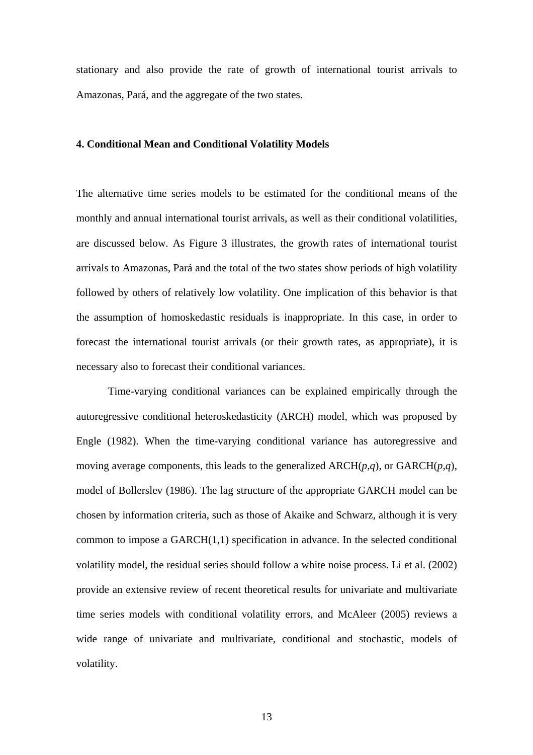stationary and also provide the rate of growth of international tourist arrivals to Amazonas, Pará, and the aggregate of the two states.

## 4. Conditional Mean and Conditional Volatility Models

The alternative time series models to be estimated for the conditional means of the monthly and annual international tourist arrivals, as well as their conditional volatilities, are discussed below. As Figure 3 illustrates, the growth rates of international tourist arrivals to Amazonas, Pará and the total of the two states show periods of high volatility followed by others of relatively low volatility. One implication of this behavior is that the assumption of homoskedastic residuals is inappropriate. In this case, in order to forecast the international tourist arrivals (or their growth rates, as appropriate), it is necessary also to forecast their conditional variances.

Time-varying conditional variances can be explained empirically through the autoregressive conditional heteroskedasticity (ARCH) model, which was proposed by Engle (1982). When the time-varying conditional variance has autoregressive and moving average components, this leads to the generalized ARCH($p$,$q$), or GARCH($p$,$q$), model of Bollerslev (1986). The lag structure of the appropriate GARCH model can be chosen by information criteria, such as those of Akaike and Schwarz, although it is very common to impose a GARCH(1,1) specification in advance. In the selected conditional volatility model, the residual series should follow a white noise process. Li et al. (2002) provide an extensive review of recent theoretical results for univariate and multivariate time series models with conditional volatility errors, and McAleer (2005) reviews a wide range of univariate and multivariate, conditional and stochastic, models of volatility.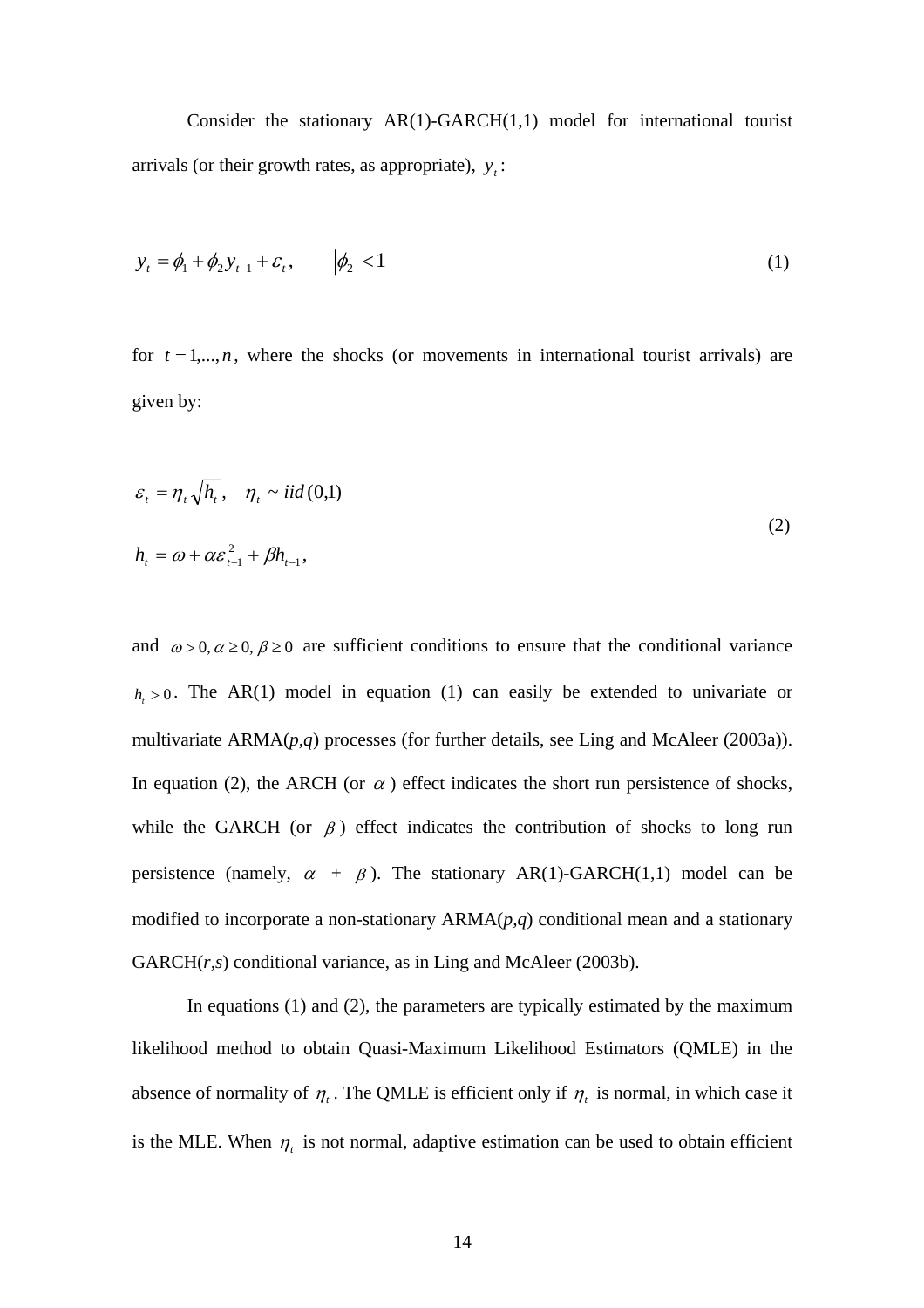Consider the stationary AR(1)-GARCH(1,1) model for international tourist arrivals (or their growth rates, as appropriate), $y_t$:

$$y_t = \phi_1 + \phi_2 y_{t-1} + \varepsilon_t, \qquad |\phi_2| < 1 \tag{1}$$

for $t = 1,...,n$, where the shocks (or movements in international tourist arrivals) are given by:

$$\begin{aligned} \varepsilon_t &= \eta_t \sqrt{h_t}, \quad \eta_t \sim iid(0,1) \\ h_t &= \omega + \alpha \varepsilon_{t-1}^2 + \beta h_{t-1}, \end{aligned} \tag{2}$$

and $\omega > 0, \alpha \geq 0, \beta \geq 0$ are sufficient conditions to ensure that the conditional variance $h_t > 0$. The AR(1) model in equation (1) can easily be extended to univariate or multivariate ARMA(*p*,*q*) processes (for further details, see Ling and McAleer (2003a)). In equation (2), the ARCH (or $\alpha$) effect indicates the short run persistence of shocks, while the GARCH (or $\beta$) effect indicates the contribution of shocks to long run persistence (namely, $\alpha + \beta$). The stationary AR(1)-GARCH(1,1) model can be modified to incorporate a non-stationary ARMA(*p*,*q*) conditional mean and a stationary GARCH(*r*,*s*) conditional variance, as in Ling and McAleer (2003b).

In equations (1) and (2), the parameters are typically estimated by the maximum likelihood method to obtain Quasi-Maximum Likelihood Estimators (QMLE) in the absence of normality of $\eta_t$. The QMLE is efficient only if $\eta_t$ is normal, in which case it is the MLE. When $\eta_t$ is not normal, adaptive estimation can be used to obtain efficient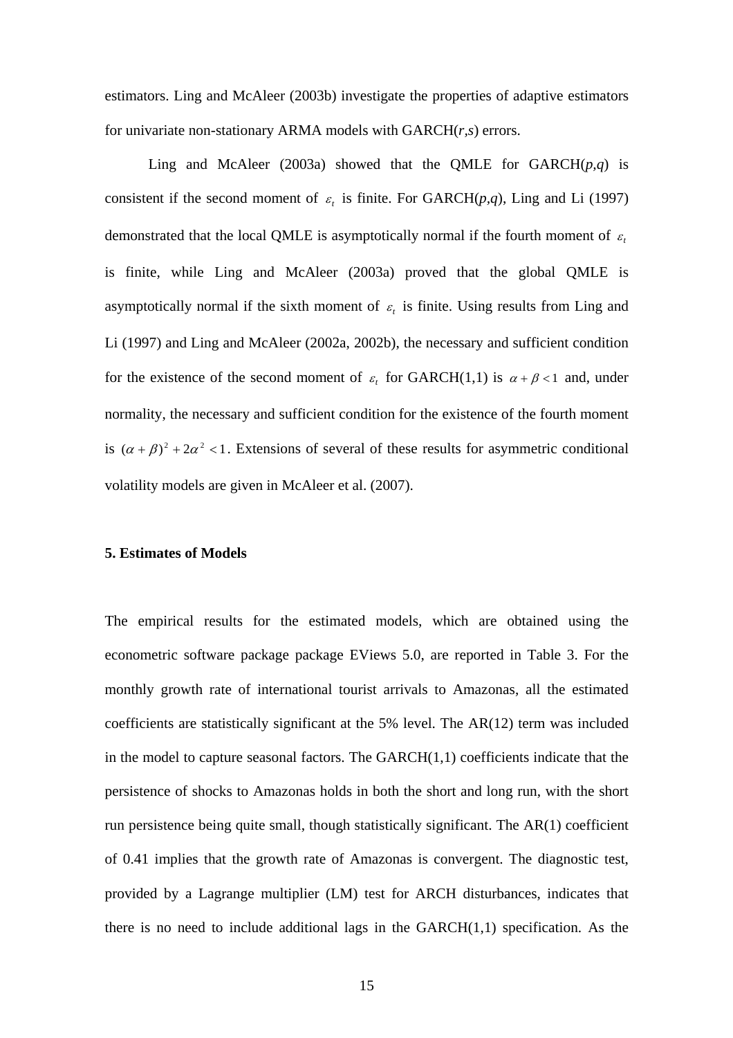estimators. Ling and McAleer (2003b) investigate the properties of adaptive estimators for univariate non-stationary ARMA models with GARCH(*r*,*s*) errors.

Ling and McAleer (2003a) showed that the QMLE for GARCH(*p*,*q*) is consistent if the second moment of $\varepsilon_t$ is finite. For GARCH(*p*,*q*), Ling and Li (1997) demonstrated that the local QMLE is asymptotically normal if the fourth moment of $\varepsilon_t$ is finite, while Ling and McAleer (2003a) proved that the global QMLE is asymptotically normal if the sixth moment of $\varepsilon_t$ is finite. Using results from Ling and Li (1997) and Ling and McAleer (2002a, 2002b), the necessary and sufficient condition for the existence of the second moment of $\varepsilon_t$ for GARCH(1,1) is $\alpha + \beta < 1$ and, under normality, the necessary and sufficient condition for the existence of the fourth moment is $(\alpha + \beta)^2 + 2\alpha^2 < 1$. Extensions of several of these results for asymmetric conditional volatility models are given in McAleer et al. (2007).

**5. Estimates of Models**

The empirical results for the estimated models, which are obtained using the econometric software package package EViews 5.0, are reported in Table 3. For the monthly growth rate of international tourist arrivals to Amazonas, all the estimated coefficients are statistically significant at the 5% level. The AR(12) term was included in the model to capture seasonal factors. The GARCH(1,1) coefficients indicate that the persistence of shocks to Amazonas holds in both the short and long run, with the short run persistence being quite small, though statistically significant. The AR(1) coefficient of 0.41 implies that the growth rate of Amazonas is convergent. The diagnostic test, provided by a Lagrange multiplier (LM) test for ARCH disturbances, indicates that there is no need to include additional lags in the GARCH(1,1) specification. As the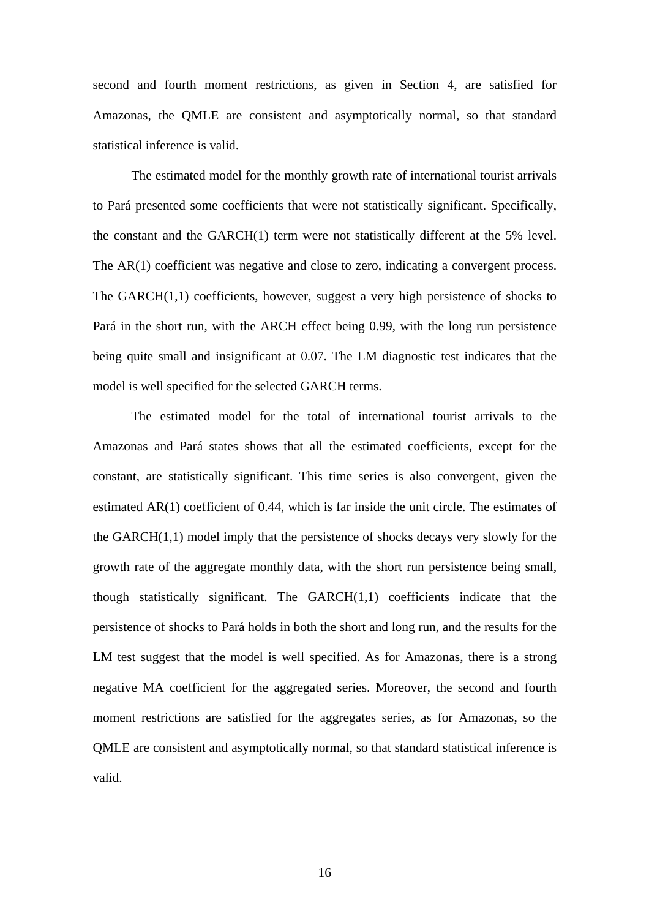second and fourth moment restrictions, as given in Section 4, are satisfied for Amazonas, the QMLE are consistent and asymptotically normal, so that standard statistical inference is valid.

The estimated model for the monthly growth rate of international tourist arrivals to Pará presented some coefficients that were not statistically significant. Specifically, the constant and the GARCH(1) term were not statistically different at the 5% level. The AR(1) coefficient was negative and close to zero, indicating a convergent process. The GARCH(1,1) coefficients, however, suggest a very high persistence of shocks to Pará in the short run, with the ARCH effect being 0.99, with the long run persistence being quite small and insignificant at 0.07. The LM diagnostic test indicates that the model is well specified for the selected GARCH terms.

The estimated model for the total of international tourist arrivals to the Amazonas and Pará states shows that all the estimated coefficients, except for the constant, are statistically significant. This time series is also convergent, given the estimated AR(1) coefficient of 0.44, which is far inside the unit circle. The estimates of the GARCH(1,1) model imply that the persistence of shocks decays very slowly for the growth rate of the aggregate monthly data, with the short run persistence being small, though statistically significant. The GARCH(1,1) coefficients indicate that the persistence of shocks to Pará holds in both the short and long run, and the results for the LM test suggest that the model is well specified. As for Amazonas, there is a strong negative MA coefficient for the aggregated series. Moreover, the second and fourth moment restrictions are satisfied for the aggregates series, as for Amazonas, so the QMLE are consistent and asymptotically normal, so that standard statistical inference is valid.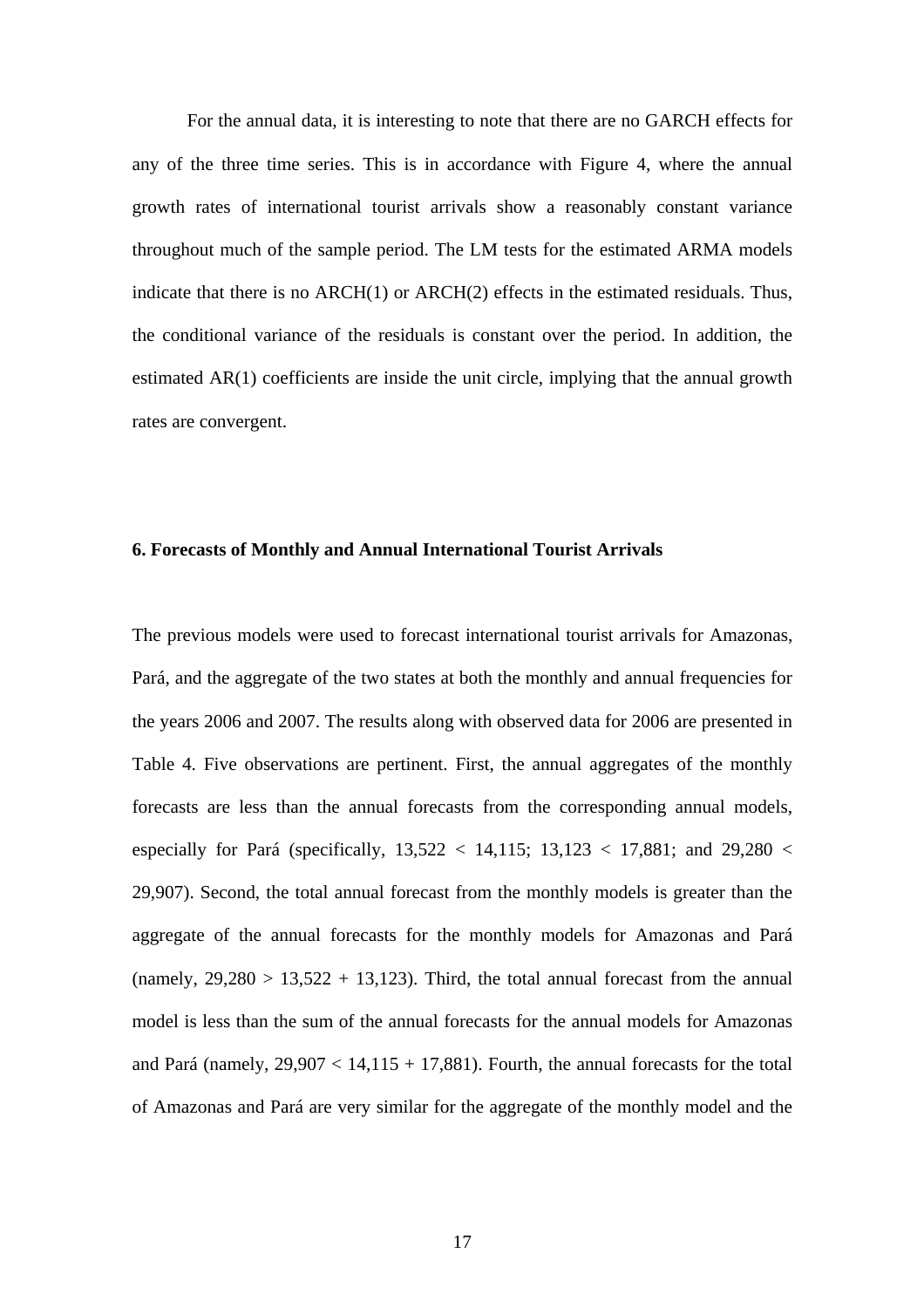For the annual data, it is interesting to note that there are no GARCH effects for any of the three time series. This is in accordance with Figure 4, where the annual growth rates of international tourist arrivals show a reasonably constant variance throughout much of the sample period. The LM tests for the estimated ARMA models indicate that there is no ARCH(1) or ARCH(2) effects in the estimated residuals. Thus, the conditional variance of the residuals is constant over the period. In addition, the estimated AR(1) coefficients are inside the unit circle, implying that the annual growth rates are convergent.

### 6. Forecasts of Monthly and Annual International Tourist Arrivals

The previous models were used to forecast international tourist arrivals for Amazonas, Pará, and the aggregate of the two states at both the monthly and annual frequencies for the years 2006 and 2007. The results along with observed data for 2006 are presented in Table 4. Five observations are pertinent. First, the annual aggregates of the monthly forecasts are less than the annual forecasts from the corresponding annual models, especially for Pará (specifically, 13,522 < 14,115; 13,123 < 17,881; and 29,280 < 29,907). Second, the total annual forecast from the monthly models is greater than the aggregate of the annual forecasts for the monthly models for Amazonas and Pará (namely, 29,280 > 13,522 + 13,123). Third, the total annual forecast from the annual model is less than the sum of the annual forecasts for the annual models for Amazonas and Pará (namely, 29,907 < 14,115 + 17,881). Fourth, the annual forecasts for the total of Amazonas and Pará are very similar for the aggregate of the monthly model and the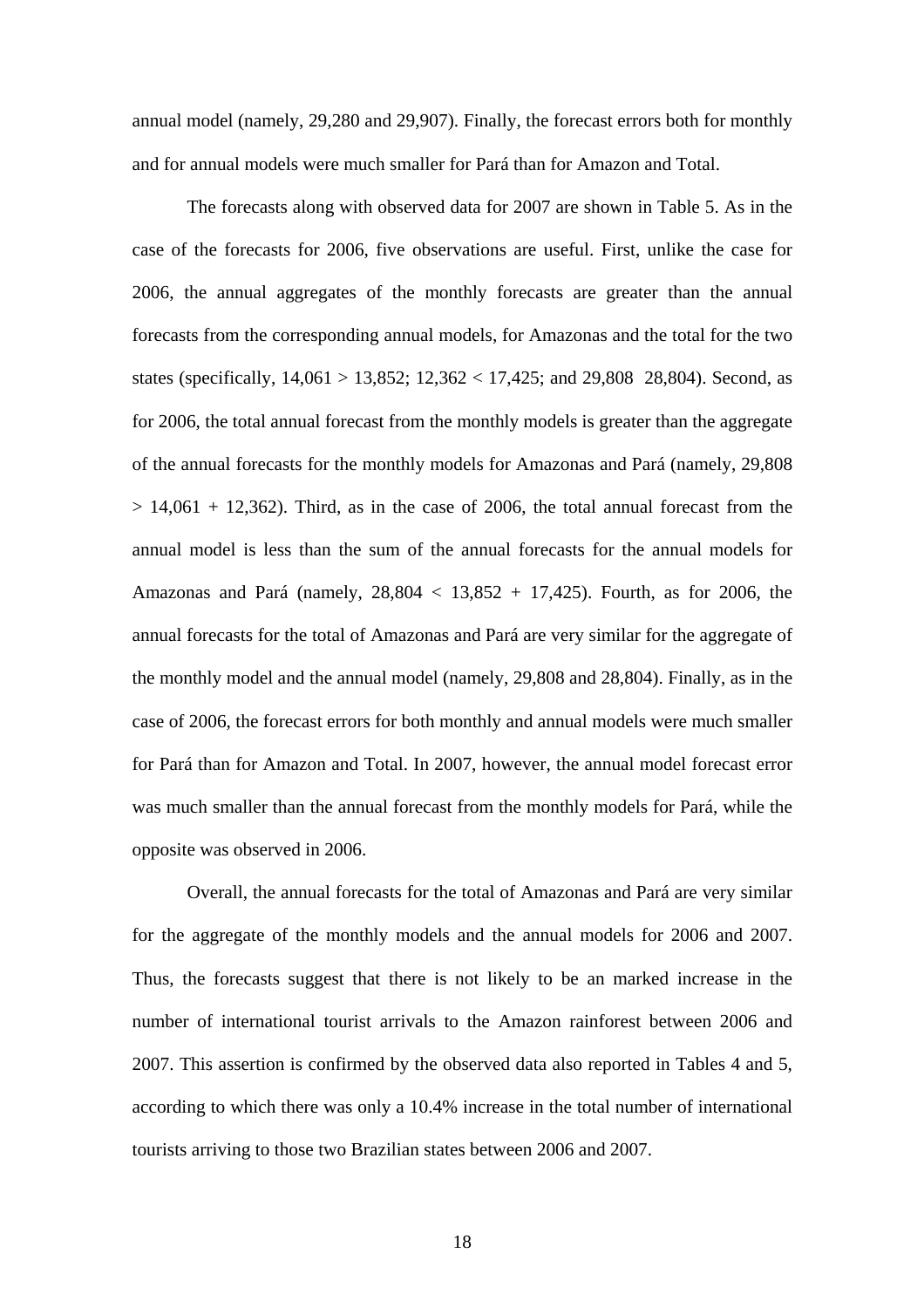annual model (namely, 29,280 and 29,907). Finally, the forecast errors both for monthly and for annual models were much smaller for Pará than for Amazon and Total.

The forecasts along with observed data for 2007 are shown in Table 5. As in the case of the forecasts for 2006, five observations are useful. First, unlike the case for 2006, the annual aggregates of the monthly forecasts are greater than the annual forecasts from the corresponding annual models, for Amazonas and the total for the two states (specifically, 14,061 > 13,852; 12,362 < 17,425; and 29,808  28,804). Second, as for 2006, the total annual forecast from the monthly models is greater than the aggregate of the annual forecasts for the monthly models for Amazonas and Pará (namely, 29,808 > 14,061 + 12,362). Third, as in the case of 2006, the total annual forecast from the annual model is less than the sum of the annual forecasts for the annual models for Amazonas and Pará (namely, 28,804 < 13,852 + 17,425). Fourth, as for 2006, the annual forecasts for the total of Amazonas and Pará are very similar for the aggregate of the monthly model and the annual model (namely, 29,808 and 28,804). Finally, as in the case of 2006, the forecast errors for both monthly and annual models were much smaller for Pará than for Amazon and Total. In 2007, however, the annual model forecast error was much smaller than the annual forecast from the monthly models for Pará, while the opposite was observed in 2006.

Overall, the annual forecasts for the total of Amazonas and Pará are very similar for the aggregate of the monthly models and the annual models for 2006 and 2007. Thus, the forecasts suggest that there is not likely to be an marked increase in the number of international tourist arrivals to the Amazon rainforest between 2006 and 2007. This assertion is confirmed by the observed data also reported in Tables 4 and 5, according to which there was only a 10.4% increase in the total number of international tourists arriving to those two Brazilian states between 2006 and 2007.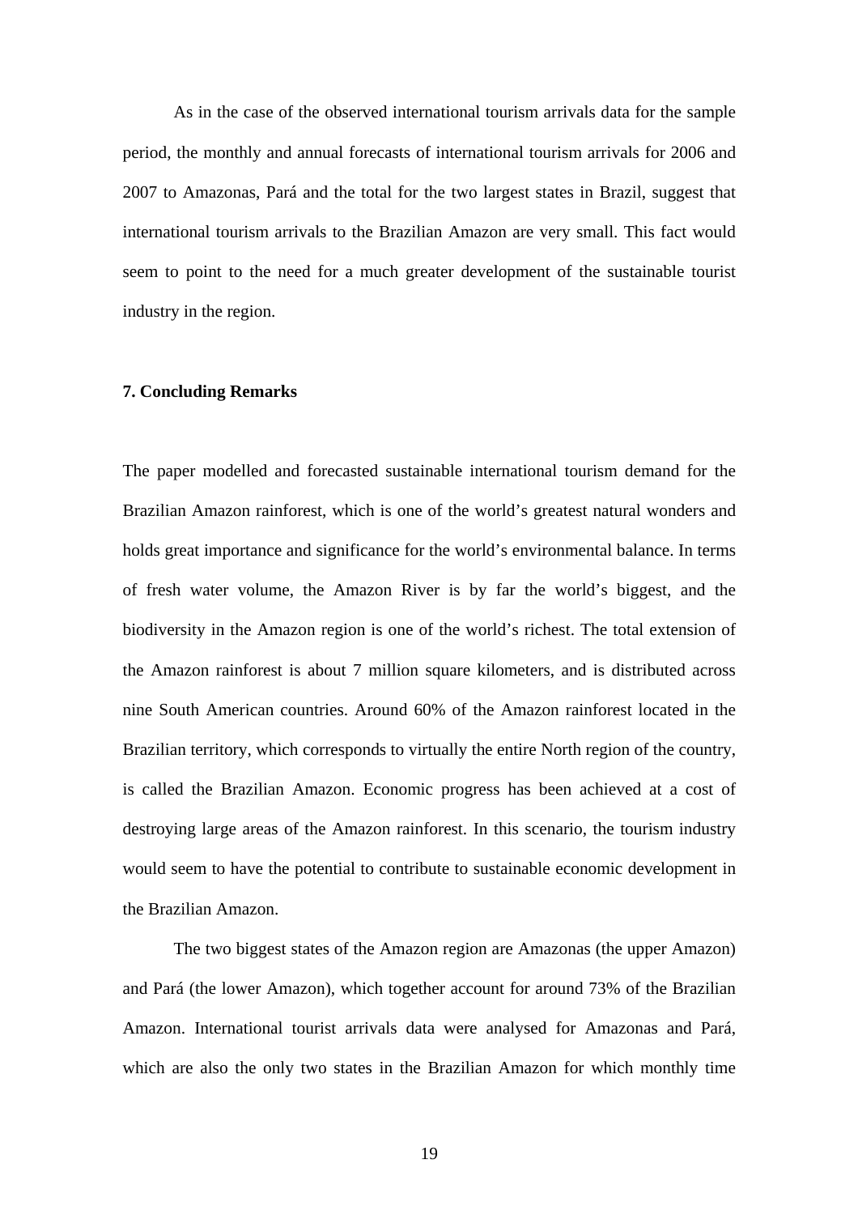As in the case of the observed international tourism arrivals data for the sample period, the monthly and annual forecasts of international tourism arrivals for 2006 and 2007 to Amazonas, Pará and the total for the two largest states in Brazil, suggest that international tourism arrivals to the Brazilian Amazon are very small. This fact would seem to point to the need for a much greater development of the sustainable tourist industry in the region.

## 7. Concluding Remarks

The paper modelled and forecasted sustainable international tourism demand for the Brazilian Amazon rainforest, which is one of the world's greatest natural wonders and holds great importance and significance for the world's environmental balance. In terms of fresh water volume, the Amazon River is by far the world's biggest, and the biodiversity in the Amazon region is one of the world's richest. The total extension of the Amazon rainforest is about 7 million square kilometers, and is distributed across nine South American countries. Around 60% of the Amazon rainforest located in the Brazilian territory, which corresponds to virtually the entire North region of the country, is called the Brazilian Amazon. Economic progress has been achieved at a cost of destroying large areas of the Amazon rainforest. In this scenario, the tourism industry would seem to have the potential to contribute to sustainable economic development in the Brazilian Amazon.

The two biggest states of the Amazon region are Amazonas (the upper Amazon) and Pará (the lower Amazon), which together account for around 73% of the Brazilian Amazon. International tourist arrivals data were analysed for Amazonas and Pará, which are also the only two states in the Brazilian Amazon for which monthly time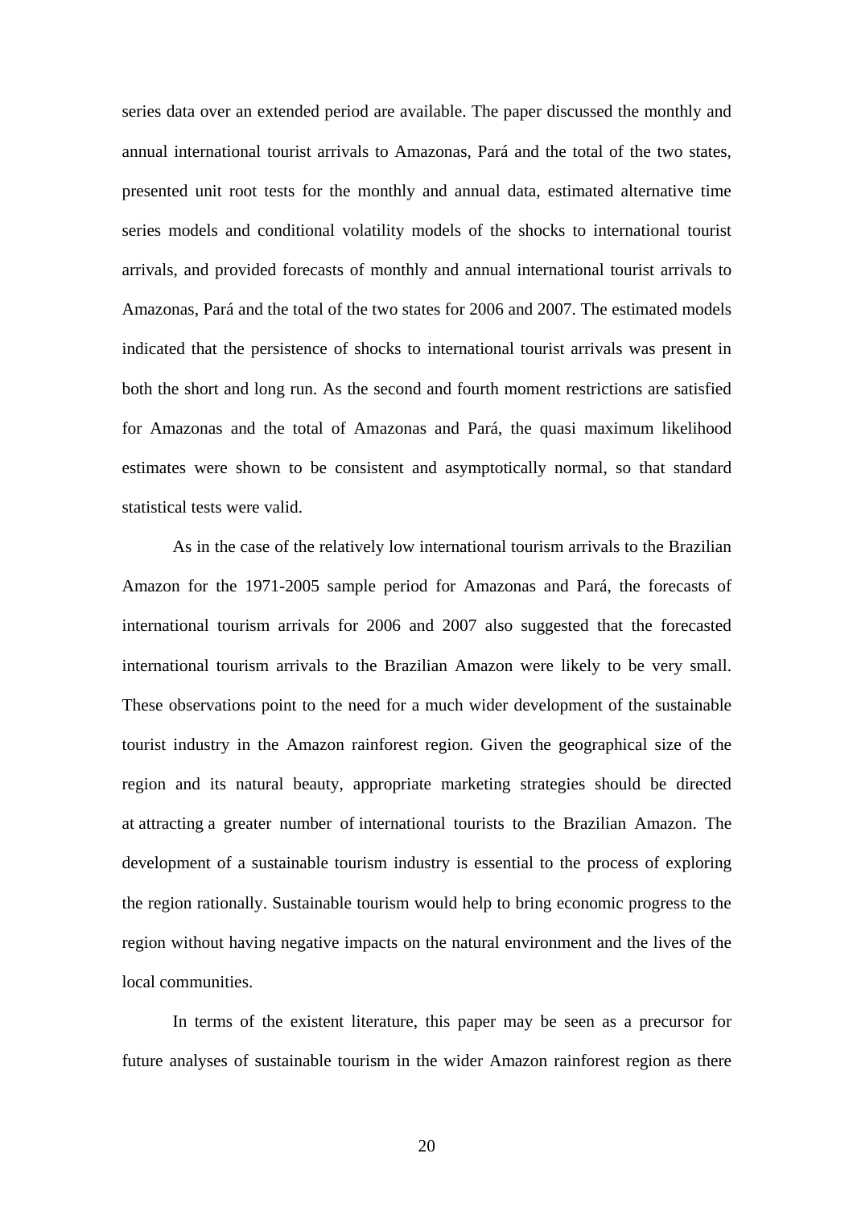series data over an extended period are available. The paper discussed the monthly and annual international tourist arrivals to Amazonas, Pará and the total of the two states, presented unit root tests for the monthly and annual data, estimated alternative time series models and conditional volatility models of the shocks to international tourist arrivals, and provided forecasts of monthly and annual international tourist arrivals to Amazonas, Pará and the total of the two states for 2006 and 2007. The estimated models indicated that the persistence of shocks to international tourist arrivals was present in both the short and long run. As the second and fourth moment restrictions are satisfied for Amazonas and the total of Amazonas and Pará, the quasi maximum likelihood estimates were shown to be consistent and asymptotically normal, so that standard statistical tests were valid.

As in the case of the relatively low international tourism arrivals to the Brazilian Amazon for the 1971-2005 sample period for Amazonas and Pará, the forecasts of international tourism arrivals for 2006 and 2007 also suggested that the forecasted international tourism arrivals to the Brazilian Amazon were likely to be very small. These observations point to the need for a much wider development of the sustainable tourist industry in the Amazon rainforest region. Given the geographical size of the region and its natural beauty, appropriate marketing strategies should be directed at attracting a greater number of international tourists to the Brazilian Amazon. The development of a sustainable tourism industry is essential to the process of exploring the region rationally. Sustainable tourism would help to bring economic progress to the region without having negative impacts on the natural environment and the lives of the local communities.

In terms of the existent literature, this paper may be seen as a precursor for future analyses of sustainable tourism in the wider Amazon rainforest region as there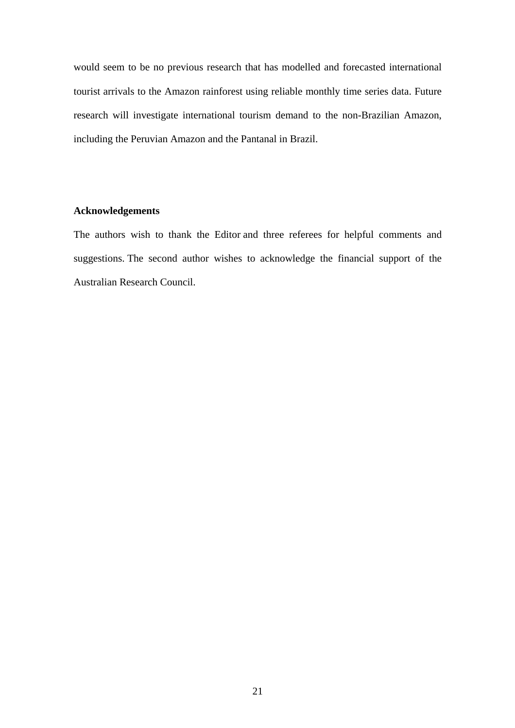would seem to be no previous research that has modelled and forecasted international tourist arrivals to the Amazon rainforest using reliable monthly time series data. Future research will investigate international tourism demand to the non-Brazilian Amazon, including the Peruvian Amazon and the Pantanal in Brazil.

## Acknowledgements

The authors wish to thank the Editor and three referees for helpful comments and suggestions. The second author wishes to acknowledge the financial support of the Australian Research Council.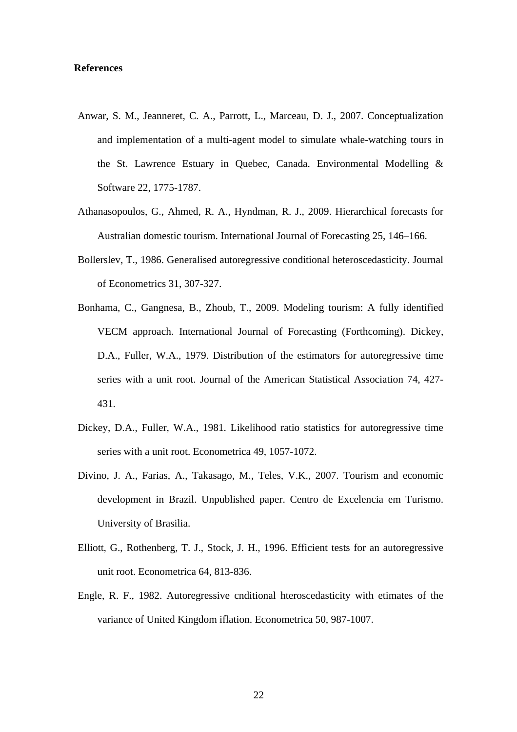**References**

Anwar, S. M., Jeanneret, C. A., Parrott, L., Marceau, D. J., 2007. Conceptualization and implementation of a multi-agent model to simulate whale-watching tours in the St. Lawrence Estuary in Quebec, Canada. Environmental Modelling & Software 22, 1775-1787.

Athanasopoulos, G., Ahmed, R. A., Hyndman, R. J., 2009. Hierarchical forecasts for Australian domestic tourism. International Journal of Forecasting 25, 146–166.

Bollerslev, T., 1986. Generalised autoregressive conditional heteroscedasticity. Journal of Econometrics 31, 307-327.

Bonhama, C., Gangnesa, B., Zhoub, T., 2009. Modeling tourism: A fully identified VECM approach. International Journal of Forecasting (Forthcoming). Dickey, D.A., Fuller, W.A., 1979. Distribution of the estimators for autoregressive time series with a unit root. Journal of the American Statistical Association 74, 427-431.

Dickey, D.A., Fuller, W.A., 1981. Likelihood ratio statistics for autoregressive time series with a unit root. Econometrica 49, 1057-1072.

Divino, J. A., Farias, A., Takasago, M., Teles, V.K., 2007. Tourism and economic development in Brazil. Unpublished paper. Centro de Excelencia em Turismo. University of Brasilia.

Elliott, G., Rothenberg, T. J., Stock, J. H., 1996. Efficient tests for an autoregressive unit root. Econometrica 64, 813-836.

Engle, R. F., 1982. Autoregressive cnditional hteroscedasticity with etimates of the variance of United Kingdom iflation. Econometrica 50, 987-1007.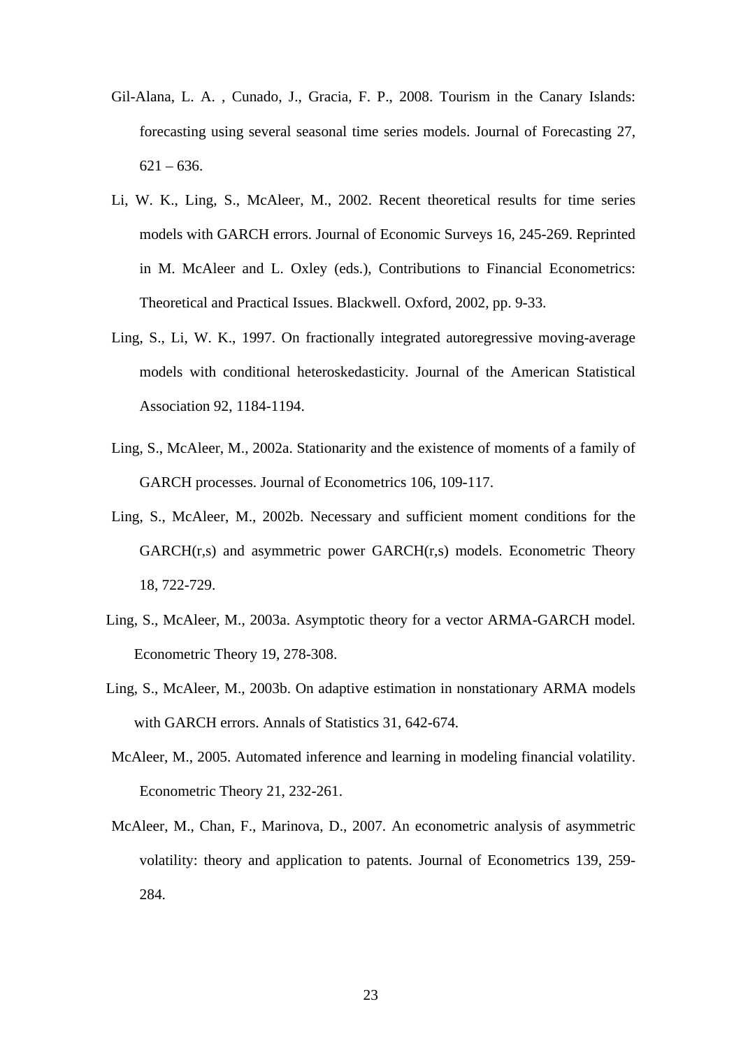Gil-Alana, L. A. , Cunado, J., Gracia, F. P., 2008. Tourism in the Canary Islands: forecasting using several seasonal time series models. Journal of Forecasting 27, 621 – 636.

Li, W. K., Ling, S., McAleer, M., 2002. Recent theoretical results for time series models with GARCH errors. Journal of Economic Surveys 16, 245-269. Reprinted in M. McAleer and L. Oxley (eds.), Contributions to Financial Econometrics: Theoretical and Practical Issues. Blackwell. Oxford, 2002, pp. 9-33.

Ling, S., Li, W. K., 1997. On fractionally integrated autoregressive moving-average models with conditional heteroskedasticity. Journal of the American Statistical Association 92, 1184-1194.

Ling, S., McAleer, M., 2002a. Stationarity and the existence of moments of a family of GARCH processes. Journal of Econometrics 106, 109-117.

Ling, S., McAleer, M., 2002b. Necessary and sufficient moment conditions for the GARCH(r,s) and asymmetric power GARCH(r,s) models. Econometric Theory 18, 722-729.

Ling, S., McAleer, M., 2003a. Asymptotic theory for a vector ARMA-GARCH model. Econometric Theory 19, 278-308.

Ling, S., McAleer, M., 2003b. On adaptive estimation in nonstationary ARMA models with GARCH errors. Annals of Statistics 31, 642-674.

McAleer, M., 2005. Automated inference and learning in modeling financial volatility. Econometric Theory 21, 232-261.

McAleer, M., Chan, F., Marinova, D., 2007. An econometric analysis of asymmetric volatility: theory and application to patents. Journal of Econometrics 139, 259-284.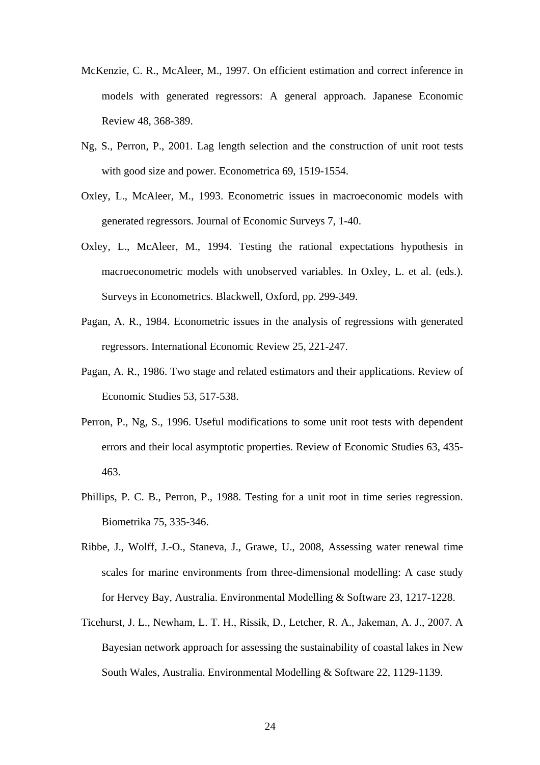McKenzie, C. R., McAleer, M., 1997. On efficient estimation and correct inference in models with generated regressors: A general approach. Japanese Economic Review 48, 368-389.

Ng, S., Perron, P., 2001. Lag length selection and the construction of unit root tests with good size and power. Econometrica 69, 1519-1554.

Oxley, L., McAleer, M., 1993. Econometric issues in macroeconomic models with generated regressors. Journal of Economic Surveys 7, 1-40.

Oxley, L., McAleer, M., 1994. Testing the rational expectations hypothesis in macroeconometric models with unobserved variables. In Oxley, L. et al. (eds.). Surveys in Econometrics. Blackwell, Oxford, pp. 299-349.

Pagan, A. R., 1984. Econometric issues in the analysis of regressions with generated regressors. International Economic Review 25, 221-247.

Pagan, A. R., 1986. Two stage and related estimators and their applications. Review of Economic Studies 53, 517-538.

Perron, P., Ng, S., 1996. Useful modifications to some unit root tests with dependent errors and their local asymptotic properties. Review of Economic Studies 63, 435-463.

Phillips, P. C. B., Perron, P., 1988. Testing for a unit root in time series regression. Biometrika 75, 335-346.

Ribbe, J., Wolff, J.-O., Staneva, J., Grawe, U., 2008, Assessing water renewal time scales for marine environments from three-dimensional modelling: A case study for Hervey Bay, Australia. Environmental Modelling & Software 23, 1217-1228.

Ticehurst, J. L., Newham, L. T. H., Rissik, D., Letcher, R. A., Jakeman, A. J., 2007. A Bayesian network approach for assessing the sustainability of coastal lakes in New South Wales, Australia. Environmental Modelling & Software 22, 1129-1139.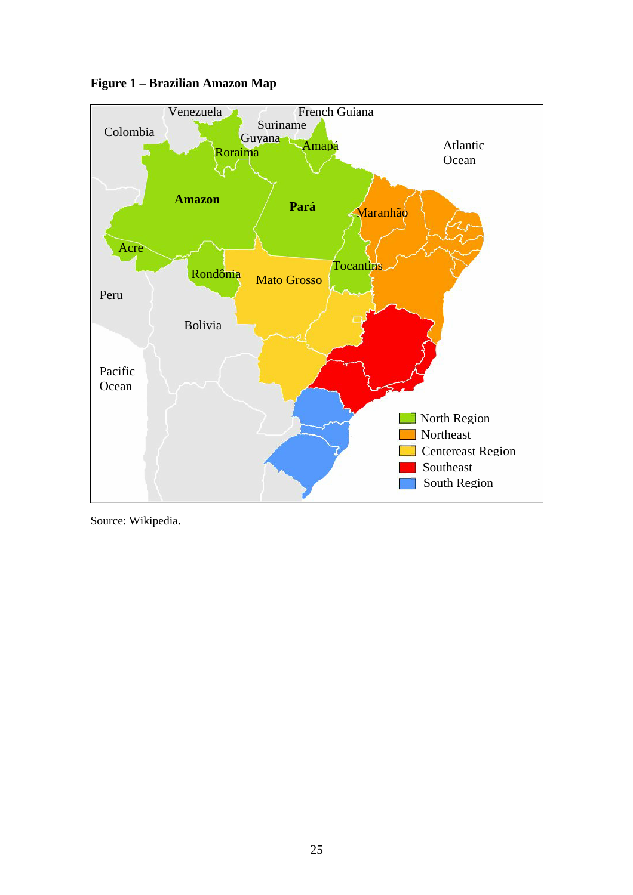**Figure 1 – Brazilian Amazon Map**

Source: Wikipedia.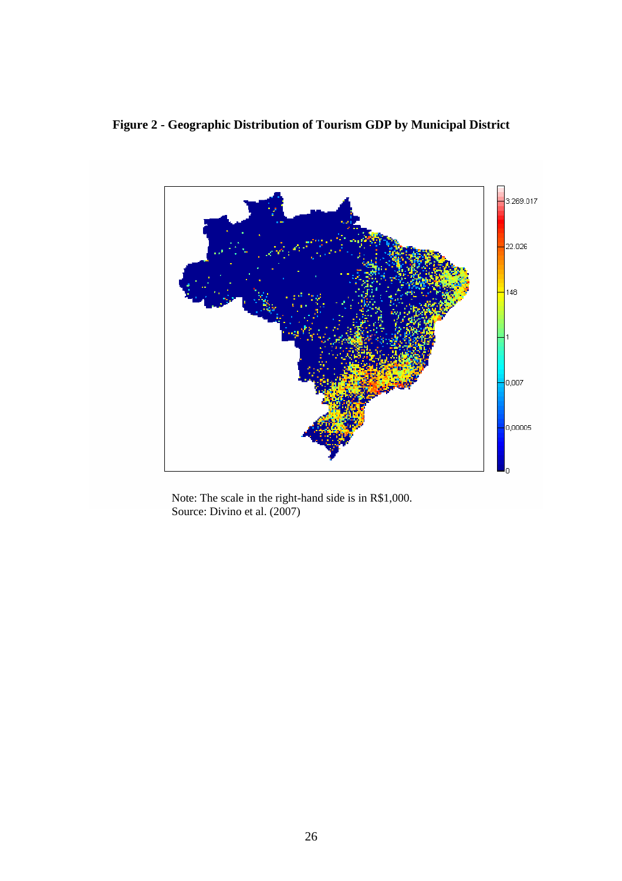**Figure 2 - Geographic Distribution of Tourism GDP by Municipal District**

Note: The scale in the right-hand side is in R$1,000.
Source: Divino et al. (2007)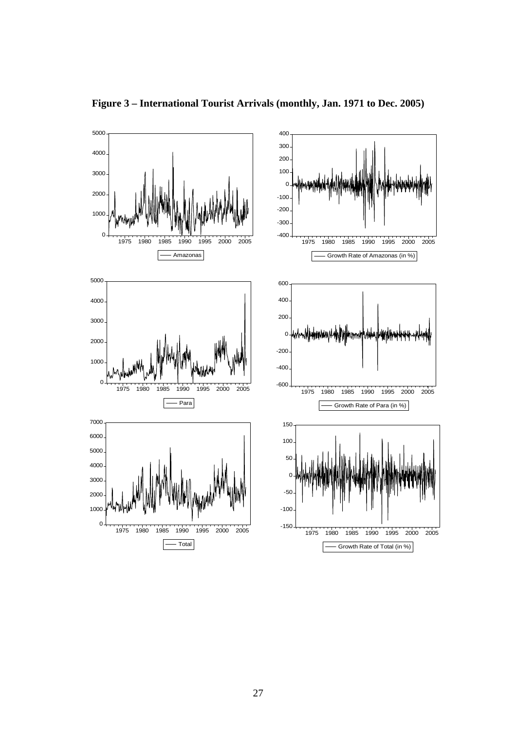**Figure 3 – International Tourist Arrivals (monthly, Jan. 1971 to Dec. 2005)**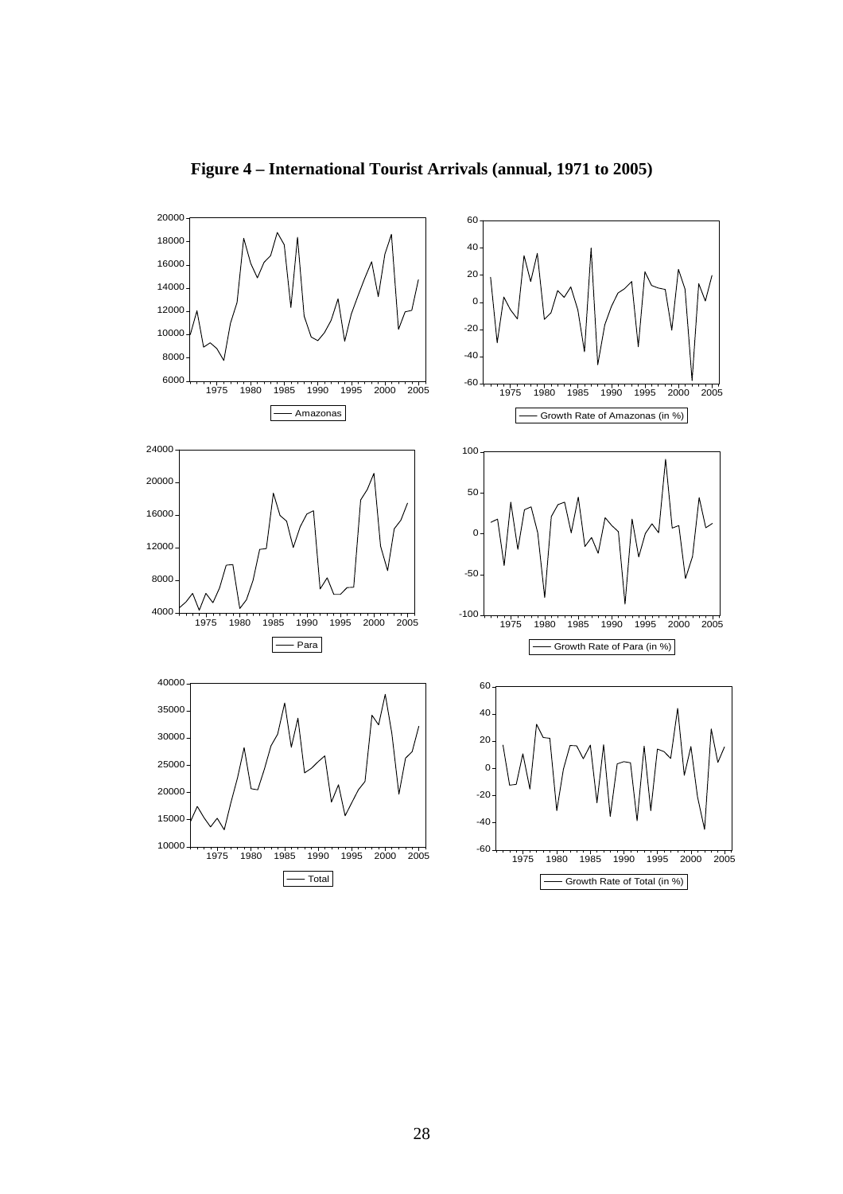**Figure 4 – International Tourist Arrivals (annual, 1971 to 2005)**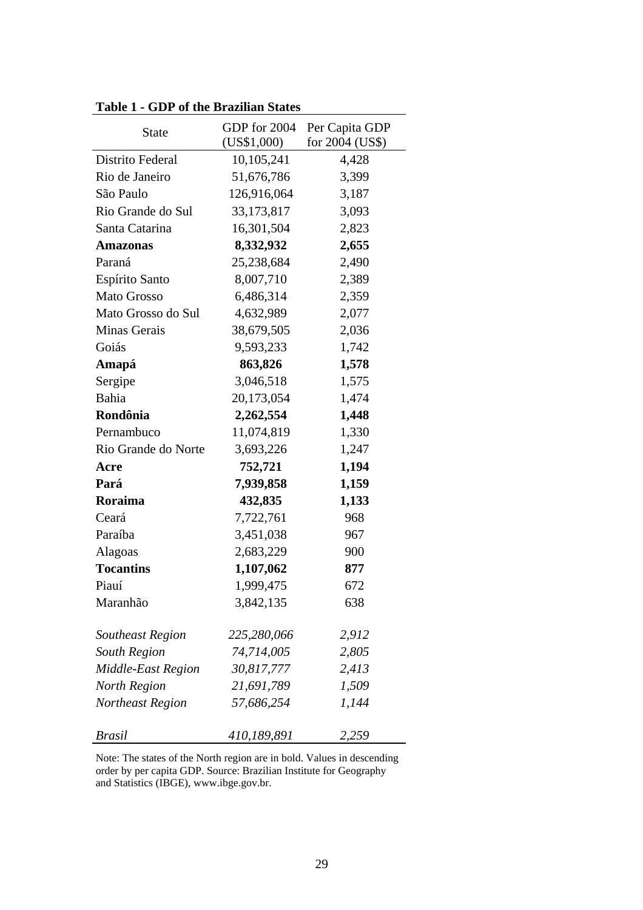**Table 1 - GDP of the Brazilian States**

| State | GDP for 2004 (US$1,000) | Per Capita GDP for 2004 (US$) |
|---|---|---|
| Distrito Federal | 10,105,241 | 4,428 |
| Rio de Janeiro | 51,676,786 | 3,399 |
| São Paulo | 126,916,064 | 3,187 |
| Rio Grande do Sul | 33,173,817 | 3,093 |
| Santa Catarina | 16,301,504 | 2,823 |
| **Amazonas** | **8,332,932** | **2,655** |
| Paraná | 25,238,684 | 2,490 |
| Espírito Santo | 8,007,710 | 2,389 |
| Mato Grosso | 6,486,314 | 2,359 |
| Mato Grosso do Sul | 4,632,989 | 2,077 |
| Minas Gerais | 38,679,505 | 2,036 |
| Goiás | 9,593,233 | 1,742 |
| **Amapá** | **863,826** | **1,578** |
| Sergipe | 3,046,518 | 1,575 |
| Bahia | 20,173,054 | 1,474 |
| **Rondônia** | **2,262,554** | **1,448** |
| Pernambuco | 11,074,819 | 1,330 |
| Rio Grande do Norte | 3,693,226 | 1,247 |
| **Acre** | **752,721** | **1,194** |
| **Pará** | **7,939,858** | **1,159** |
| **Roraima** | **432,835** | **1,133** |
| Ceará | 7,722,761 | 968 |
| Paraíba | 3,451,038 | 967 |
| Alagoas | 2,683,229 | 900 |
| **Tocantins** | **1,107,062** | **877** |
| Piauí | 1,999,475 | 672 |
| Maranhão | 3,842,135 | 638 |
| *Southeast Region* | *225,280,066* | *2,912* |
| *South Region* | *74,714,005* | *2,805* |
| *Middle-East Region* | *30,817,777* | *2,413* |
| *North Region* | *21,691,789* | *1,509* |
| *Northeast Region* | *57,686,254* | *1,144* |
| *Brasil* | *410,189,891* | *2,259* |

Note: The states of the North region are in bold. Values in descending order by per capita GDP. Source: Brazilian Institute for Geography and Statistics (IBGE), www.ibge.gov.br.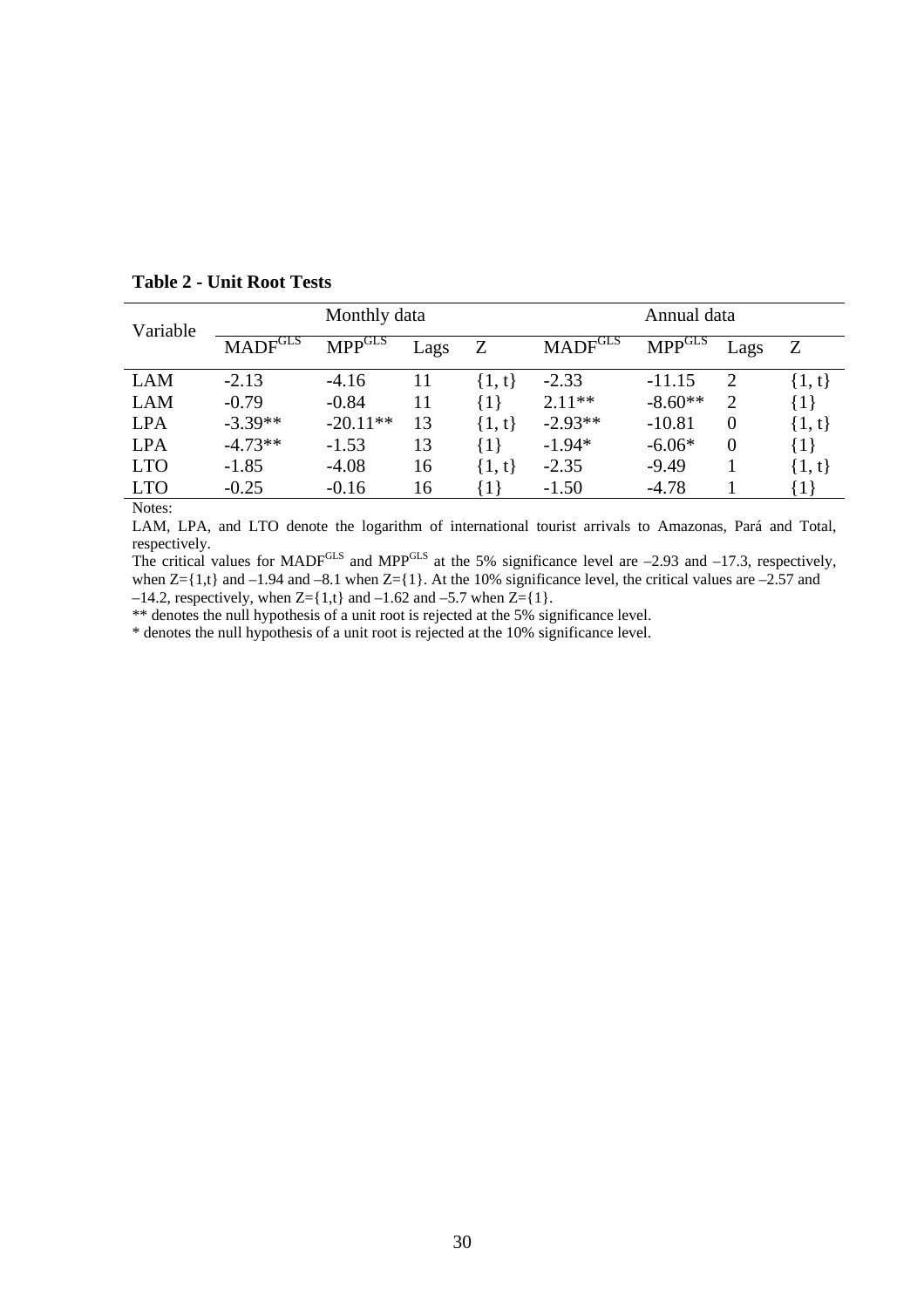**Table 2 - Unit Root Tests**

| Variable | Monthly data | | | | Annual data | | | |
|---|---|---|---|---|---|---|---|---|
| | $MADF^{GLS}$ | $MPP^{GLS}$ | Lags | Z | $MADF^{GLS}$ | $MPP^{GLS}$ | Lags | Z |
| LAM | -2.13 | -4.16 | 11 | {1, t} | -2.33 | -11.15 | 2 | {1, t} |
| LAM | -0.79 | -0.84 | 11 | {1} | 2.11** | -8.60** | 2 | {1} |
| LPA | -3.39** | -20.11** | 13 | {1, t} | -2.93** | -10.81 | 0 | {1, t} |
| LPA | -4.73** | -1.53 | 13 | {1} | -1.94* | -6.06* | 0 | {1} |
| LTO | -1.85 | -4.08 | 16 | {1, t} | -2.35 | -9.49 | 1 | {1, t} |
| LTO | -0.25 | -0.16 | 16 | {1} | -1.50 | -4.78 | 1 | {1} |

Notes:

LAM, LPA, and LTO denote the logarithm of international tourist arrivals to Amazonas, Pará and Total, respectively.

The critical values for $MADF^{GLS}$ and $MPP^{GLS}$ at the 5% significance level are –2.93 and –17.3, respectively, when Z={1,t} and –1.94 and –8.1 when Z={1}. At the 10% significance level, the critical values are –2.57 and –14.2, respectively, when Z={1,t} and –1.62 and –5.7 when Z={1}.

** denotes the null hypothesis of a unit root is rejected at the 5% significance level.

* denotes the null hypothesis of a unit root is rejected at the 10% significance level.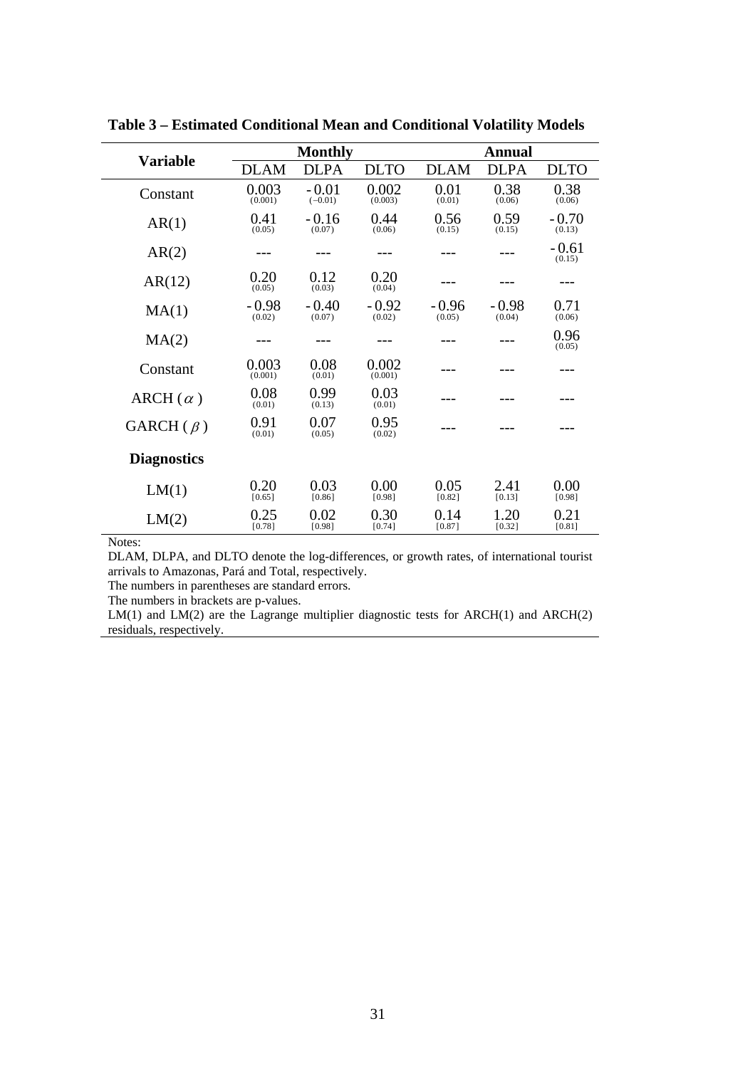**Table 3 – Estimated Conditional Mean and Conditional Volatility Models**

| Variable | Monthly | | | Annual | | |
|---|---|---|---|---|---|---|
| | DLAM | DLPA | DLTO | DLAM | DLPA | DLTO |
| Constant | 0.003 (0.001) | -0.01 (−0.01) | 0.002 (0.003) | 0.01 (0.01) | 0.38 (0.06) | 0.38 (0.06) |
| AR(1) | 0.41 (0.05) | -0.16 (0.07) | 0.44 (0.06) | 0.56 (0.15) | 0.59 (0.15) | -0.70 (0.13) |
| AR(2) | --- | --- | --- | --- | --- | -0.61 (0.15) |
| AR(12) | 0.20 (0.05) | 0.12 (0.03) | 0.20 (0.04) | --- | --- | --- |
| MA(1) | -0.98 (0.02) | -0.40 (0.07) | -0.92 (0.02) | -0.96 (0.05) | -0.98 (0.04) | 0.71 (0.06) |
| MA(2) | --- | --- | --- | --- | --- | 0.96 (0.05) |
| Constant | 0.003 (0.001) | 0.08 (0.01) | 0.002 (0.001) | --- | --- | --- |
| ARCH ($\alpha$) | 0.08 (0.01) | 0.99 (0.13) | 0.03 (0.01) | --- | --- | --- |
| GARCH ($\beta$) | 0.91 (0.01) | 0.07 (0.05) | 0.95 (0.02) | --- | --- | --- |
| **Diagnostics** | | | | | | |
| LM(1) | 0.20 [0.65] | 0.03 [0.86] | 0.00 [0.98] | 0.05 [0.82] | 2.41 [0.13] | 0.00 [0.98] |
| LM(2) | 0.25 [0.78] | 0.02 [0.98] | 0.30 [0.74] | 0.14 [0.87] | 1.20 [0.32] | 0.21 [0.81] |

Notes:

DLAM, DLPA, and DLTO denote the log-differences, or growth rates, of international tourist arrivals to Amazonas, Pará and Total, respectively.

The numbers in parentheses are standard errors.

The numbers in brackets are p-values.

LM(1) and LM(2) are the Lagrange multiplier diagnostic tests for ARCH(1) and ARCH(2) residuals, respectively.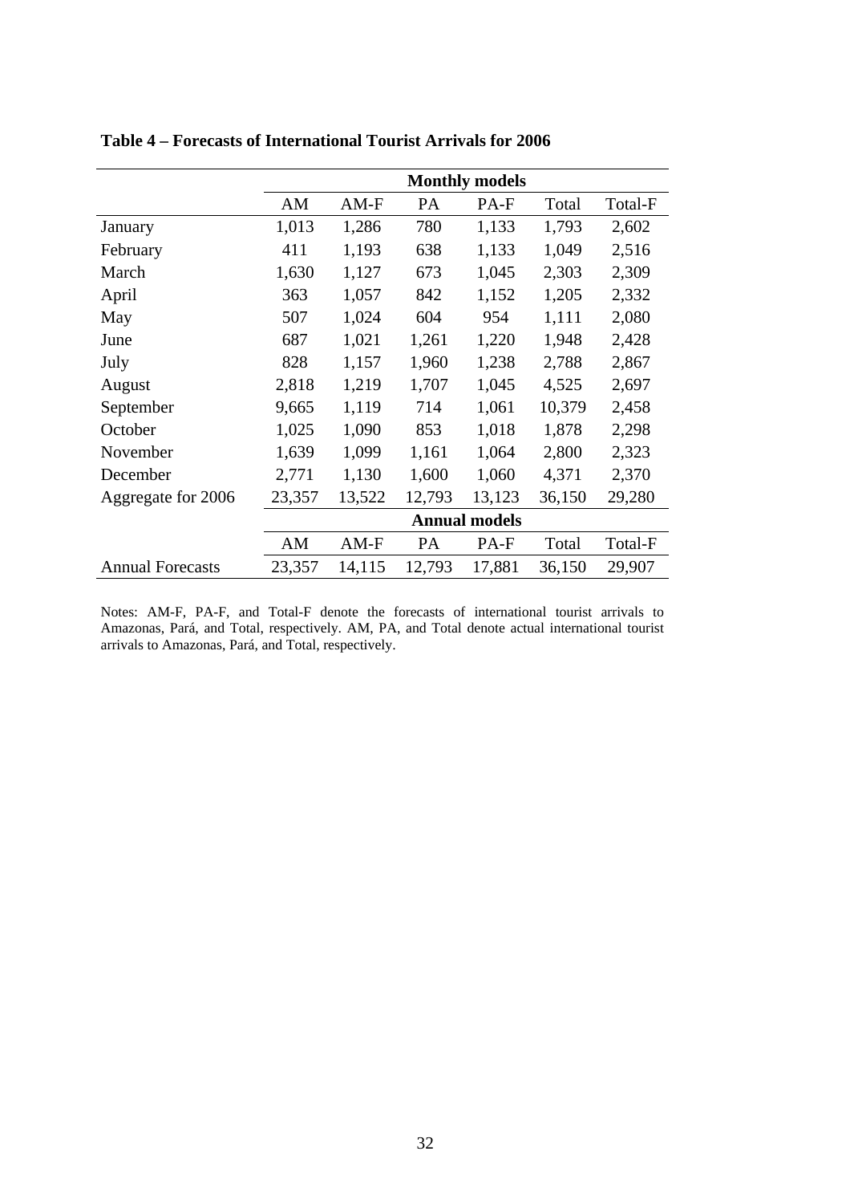**Table 4 – Forecasts of International Tourist Arrivals for 2006**

| | Monthly models | | | | | |
|---|---|---|---|---|---|---|
| | AM | AM-F | PA | PA-F | Total | Total-F |
| January | 1,013 | 1,286 | 780 | 1,133 | 1,793 | 2,602 |
| February | 411 | 1,193 | 638 | 1,133 | 1,049 | 2,516 |
| March | 1,630 | 1,127 | 673 | 1,045 | 2,303 | 2,309 |
| April | 363 | 1,057 | 842 | 1,152 | 1,205 | 2,332 |
| May | 507 | 1,024 | 604 | 954 | 1,111 | 2,080 |
| June | 687 | 1,021 | 1,261 | 1,220 | 1,948 | 2,428 |
| July | 828 | 1,157 | 1,960 | 1,238 | 2,788 | 2,867 |
| August | 2,818 | 1,219 | 1,707 | 1,045 | 4,525 | 2,697 |
| September | 9,665 | 1,119 | 714 | 1,061 | 10,379 | 2,458 |
| October | 1,025 | 1,090 | 853 | 1,018 | 1,878 | 2,298 |
| November | 1,639 | 1,099 | 1,161 | 1,064 | 2,800 | 2,323 |
| December | 2,771 | 1,130 | 1,600 | 1,060 | 4,371 | 2,370 |
| Aggregate for 2006 | 23,357 | 13,522 | 12,793 | 13,123 | 36,150 | 29,280 |
| | **Annual models** | | | | | |
| | AM | AM-F | PA | PA-F | Total | Total-F |
| Annual Forecasts | 23,357 | 14,115 | 12,793 | 17,881 | 36,150 | 29,907 |

Notes: AM-F, PA-F, and Total-F denote the forecasts of international tourist arrivals to Amazonas, Pará, and Total, respectively. AM, PA, and Total denote actual international tourist arrivals to Amazonas, Pará, and Total, respectively.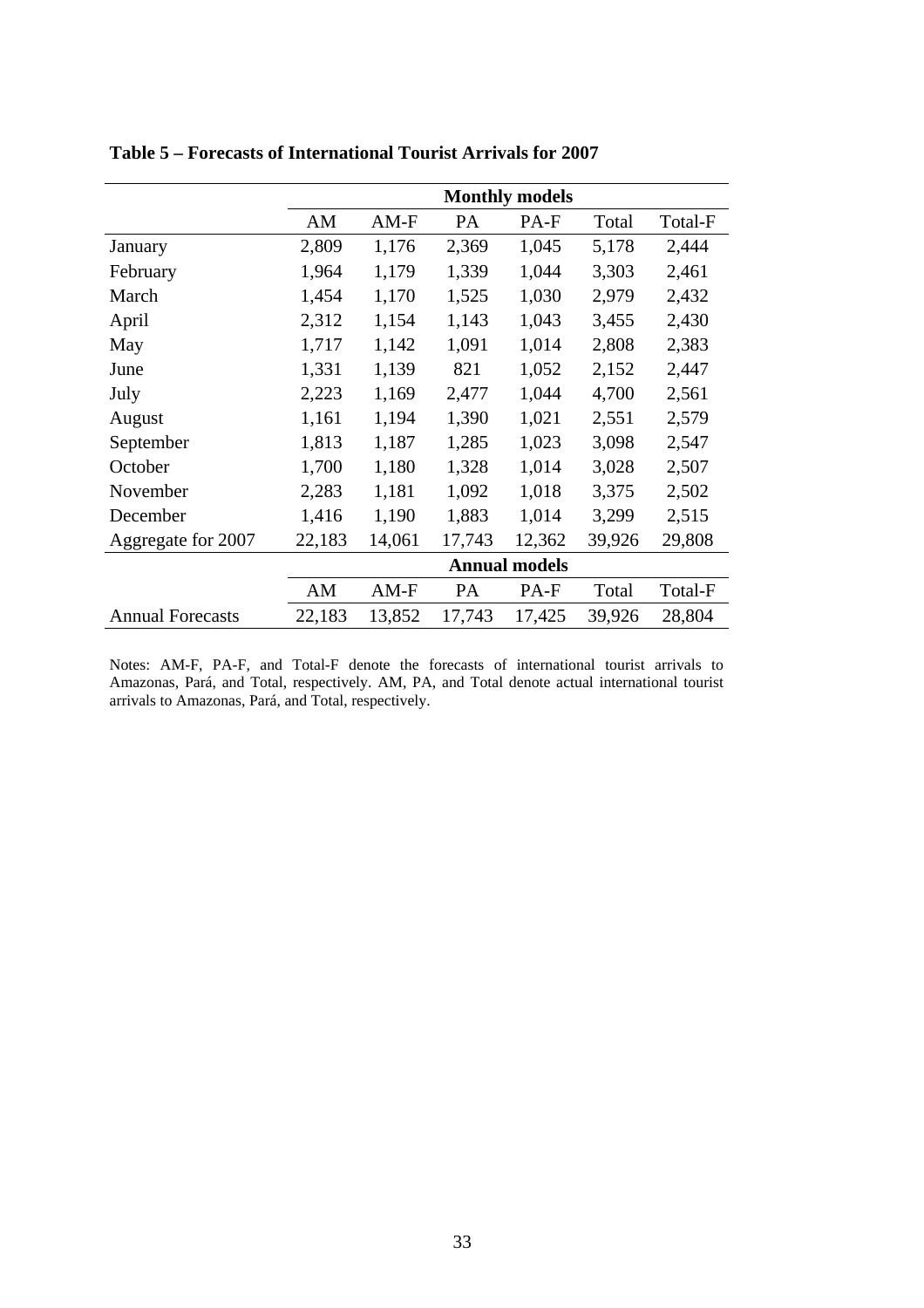**Table 5 – Forecasts of International Tourist Arrivals for 2007**

| | Monthly models | | | | | |
|---|---|---|---|---|---|---|
| | AM | AM-F | PA | PA-F | Total | Total-F |
| January | 2,809 | 1,176 | 2,369 | 1,045 | 5,178 | 2,444 |
| February | 1,964 | 1,179 | 1,339 | 1,044 | 3,303 | 2,461 |
| March | 1,454 | 1,170 | 1,525 | 1,030 | 2,979 | 2,432 |
| April | 2,312 | 1,154 | 1,143 | 1,043 | 3,455 | 2,430 |
| May | 1,717 | 1,142 | 1,091 | 1,014 | 2,808 | 2,383 |
| June | 1,331 | 1,139 | 821 | 1,052 | 2,152 | 2,447 |
| July | 2,223 | 1,169 | 2,477 | 1,044 | 4,700 | 2,561 |
| August | 1,161 | 1,194 | 1,390 | 1,021 | 2,551 | 2,579 |
| September | 1,813 | 1,187 | 1,285 | 1,023 | 3,098 | 2,547 |
| October | 1,700 | 1,180 | 1,328 | 1,014 | 3,028 | 2,507 |
| November | 2,283 | 1,181 | 1,092 | 1,018 | 3,375 | 2,502 |
| December | 1,416 | 1,190 | 1,883 | 1,014 | 3,299 | 2,515 |
| Aggregate for 2007 | 22,183 | 14,061 | 17,743 | 12,362 | 39,926 | 29,808 |
| | **Annual models** | | | | | |
| | AM | AM-F | PA | PA-F | Total | Total-F |
| Annual Forecasts | 22,183 | 13,852 | 17,743 | 17,425 | 39,926 | 28,804 |

Notes: AM-F, PA-F, and Total-F denote the forecasts of international tourist arrivals to Amazonas, Pará, and Total, respectively. AM, PA, and Total denote actual international tourist arrivals to Amazonas, Pará, and Total, respectively.